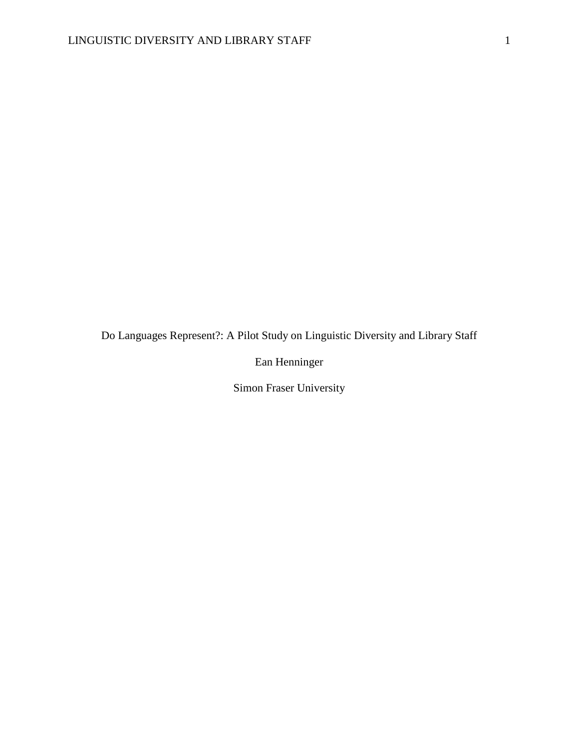# Do Languages Represent?: A Pilot Study on Linguistic Diversity and Library Staff

Ean Henninger

Simon Fraser University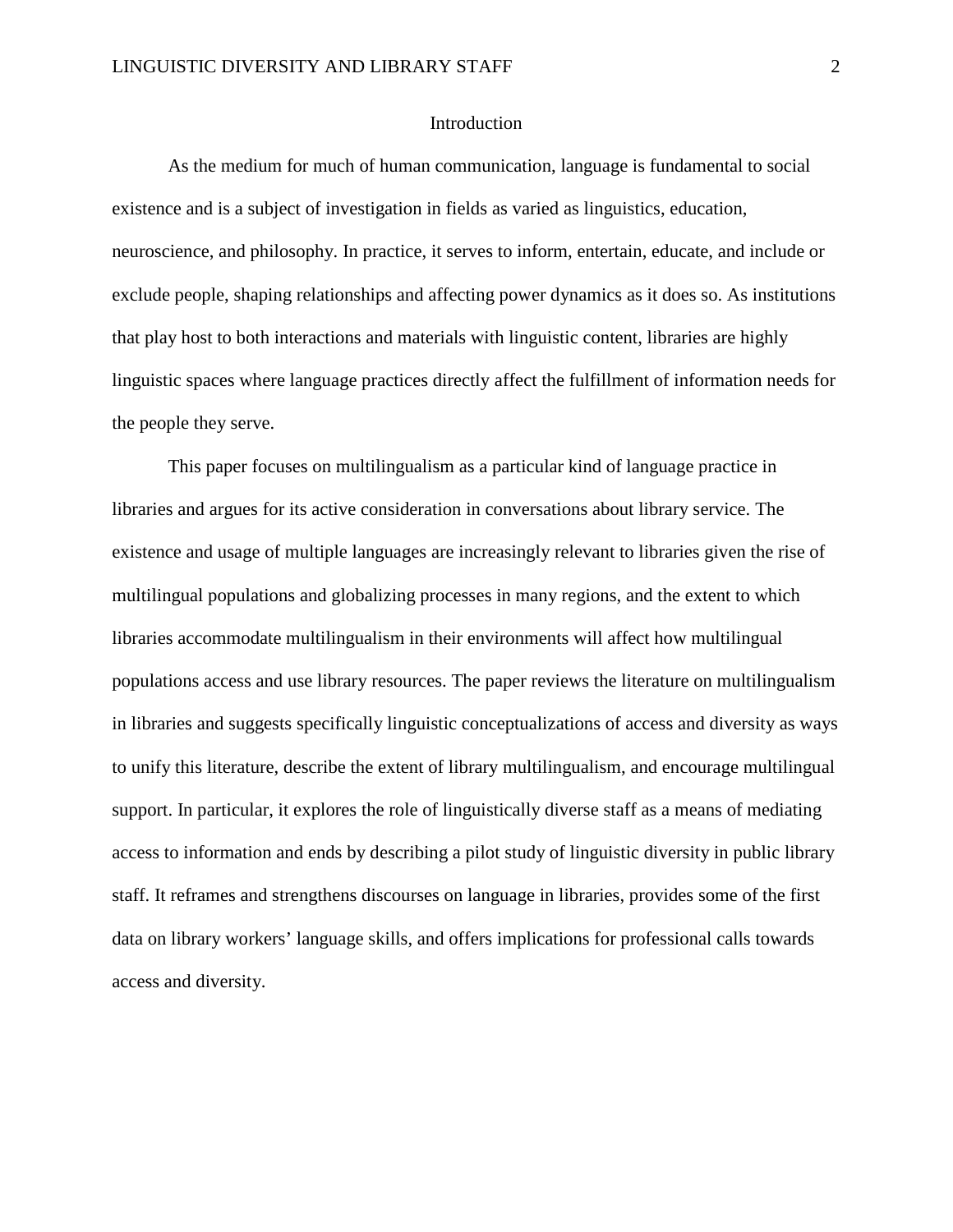## Introduction

As the medium for much of human communication, language is fundamental to social existence and is a subject of investigation in fields as varied as linguistics, education, neuroscience, and philosophy. In practice, it serves to inform, entertain, educate, and include or exclude people, shaping relationships and affecting power dynamics as it does so. As institutions that play host to both interactions and materials with linguistic content, libraries are highly linguistic spaces where language practices directly affect the fulfillment of information needs for the people they serve.

This paper focuses on multilingualism as a particular kind of language practice in libraries and argues for its active consideration in conversations about library service. The existence and usage of multiple languages are increasingly relevant to libraries given the rise of multilingual populations and globalizing processes in many regions, and the extent to which libraries accommodate multilingualism in their environments will affect how multilingual populations access and use library resources. The paper reviews the literature on multilingualism in libraries and suggests specifically linguistic conceptualizations of access and diversity as ways to unify this literature, describe the extent of library multilingualism, and encourage multilingual support. In particular, it explores the role of linguistically diverse staff as a means of mediating access to information and ends by describing a pilot study of linguistic diversity in public library staff. It reframes and strengthens discourses on language in libraries, provides some of the first data on library workers' language skills, and offers implications for professional calls towards access and diversity.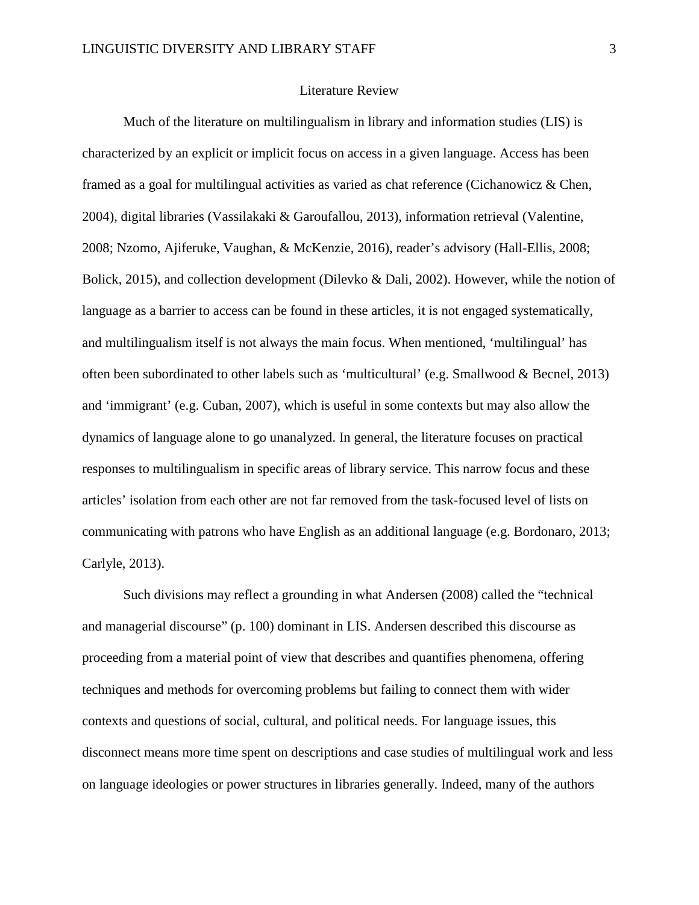## Literature Review

Much of the literature on multilingualism in library and information studies (LIS) is characterized by an explicit or implicit focus on access in a given language. Access has been framed as a goal for multilingual activities as varied as chat reference (Cichanowicz & Chen, 2004), digital libraries (Vassilakaki & Garoufallou, 2013), information retrieval (Valentine, 2008; Nzomo, Ajiferuke, Vaughan, & McKenzie, 2016), reader's advisory (Hall-Ellis, 2008; Bolick, 2015), and collection development (Dilevko & Dali, 2002). However, while the notion of language as a barrier to access can be found in these articles, it is not engaged systematically, and multilingualism itself is not always the main focus. When mentioned, 'multilingual' has often been subordinated to other labels such as 'multicultural' (e.g. Smallwood & Becnel, 2013) and 'immigrant' (e.g. Cuban, 2007), which is useful in some contexts but may also allow the dynamics of language alone to go unanalyzed. In general, the literature focuses on practical responses to multilingualism in specific areas of library service. This narrow focus and these articles' isolation from each other are not far removed from the task-focused level of lists on communicating with patrons who have English as an additional language (e.g. Bordonaro, 2013; Carlyle, 2013).

Such divisions may reflect a grounding in what Andersen (2008) called the "technical and managerial discourse" (p. 100) dominant in LIS. Andersen described this discourse as proceeding from a material point of view that describes and quantifies phenomena, offering techniques and methods for overcoming problems but failing to connect them with wider contexts and questions of social, cultural, and political needs. For language issues, this disconnect means more time spent on descriptions and case studies of multilingual work and less on language ideologies or power structures in libraries generally. Indeed, many of the authors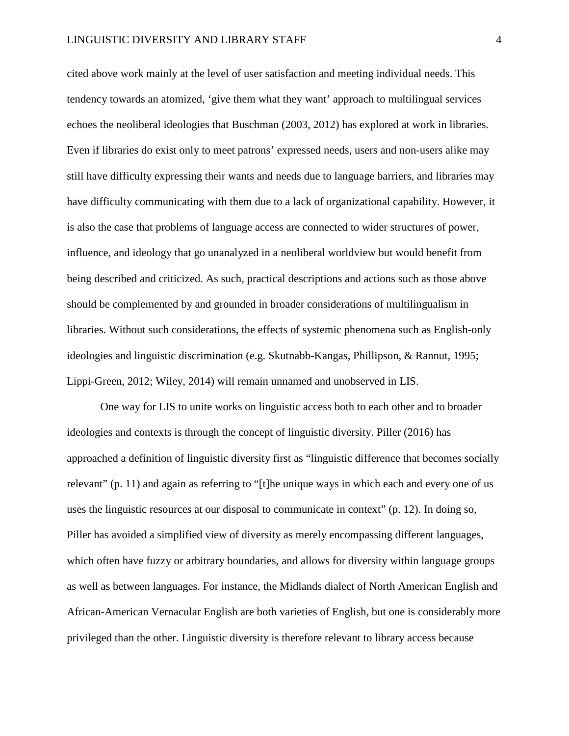cited above work mainly at the level of user satisfaction and meeting individual needs. This tendency towards an atomized, 'give them what they want' approach to multilingual services echoes the neoliberal ideologies that Buschman (2003, 2012) has explored at work in libraries. Even if libraries do exist only to meet patrons' expressed needs, users and non-users alike may still have difficulty expressing their wants and needs due to language barriers, and libraries may have difficulty communicating with them due to a lack of organizational capability. However, it is also the case that problems of language access are connected to wider structures of power, influence, and ideology that go unanalyzed in a neoliberal worldview but would benefit from being described and criticized. As such, practical descriptions and actions such as those above should be complemented by and grounded in broader considerations of multilingualism in libraries. Without such considerations, the effects of systemic phenomena such as English-only ideologies and linguistic discrimination (e.g. Skutnabb-Kangas, Phillipson, & Rannut, 1995; Lippi-Green, 2012; Wiley, 2014) will remain unnamed and unobserved in LIS.

One way for LIS to unite works on linguistic access both to each other and to broader ideologies and contexts is through the concept of linguistic diversity. Piller (2016) has approached a definition of linguistic diversity first as "linguistic difference that becomes socially relevant" (p. 11) and again as referring to "[t]he unique ways in which each and every one of us uses the linguistic resources at our disposal to communicate in context" (p. 12). In doing so, Piller has avoided a simplified view of diversity as merely encompassing different languages, which often have fuzzy or arbitrary boundaries, and allows for diversity within language groups as well as between languages. For instance, the Midlands dialect of North American English and African-American Vernacular English are both varieties of English, but one is considerably more privileged than the other. Linguistic diversity is therefore relevant to library access because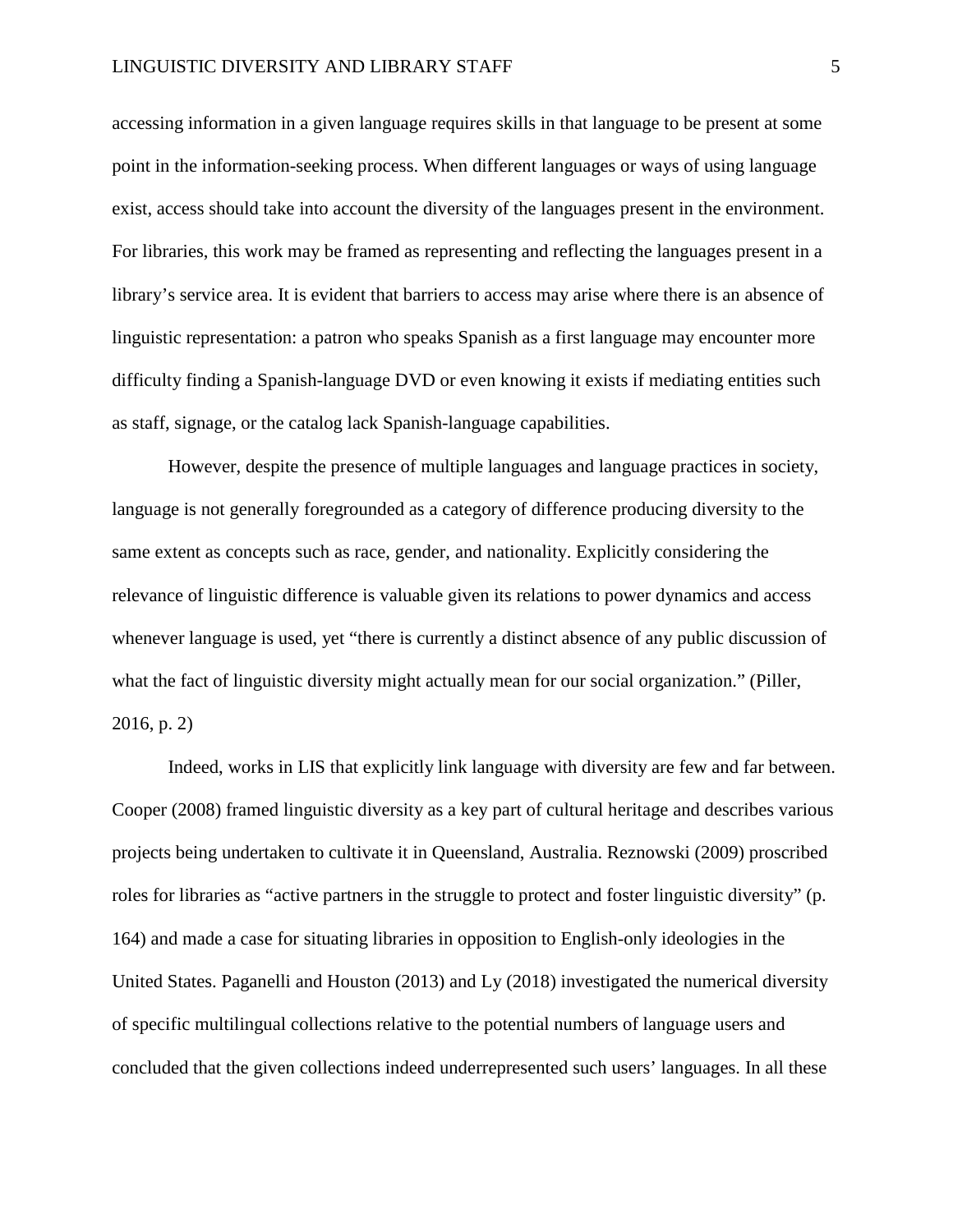accessing information in a given language requires skills in that language to be present at some point in the information-seeking process. When different languages or ways of using language exist, access should take into account the diversity of the languages present in the environment. For libraries, this work may be framed as representing and reflecting the languages present in a library's service area. It is evident that barriers to access may arise where there is an absence of linguistic representation: a patron who speaks Spanish as a first language may encounter more difficulty finding a Spanish-language DVD or even knowing it exists if mediating entities such as staff, signage, or the catalog lack Spanish-language capabilities.

However, despite the presence of multiple languages and language practices in society, language is not generally foregrounded as a category of difference producing diversity to the same extent as concepts such as race, gender, and nationality. Explicitly considering the relevance of linguistic difference is valuable given its relations to power dynamics and access whenever language is used, yet "there is currently a distinct absence of any public discussion of what the fact of linguistic diversity might actually mean for our social organization." (Piller, 2016, p. 2)

Indeed, works in LIS that explicitly link language with diversity are few and far between. Cooper (2008) framed linguistic diversity as a key part of cultural heritage and describes various projects being undertaken to cultivate it in Queensland, Australia. Reznowski (2009) proscribed roles for libraries as "active partners in the struggle to protect and foster linguistic diversity" (p. 164) and made a case for situating libraries in opposition to English-only ideologies in the United States. Paganelli and Houston (2013) and Ly (2018) investigated the numerical diversity of specific multilingual collections relative to the potential numbers of language users and concluded that the given collections indeed underrepresented such users' languages. In all these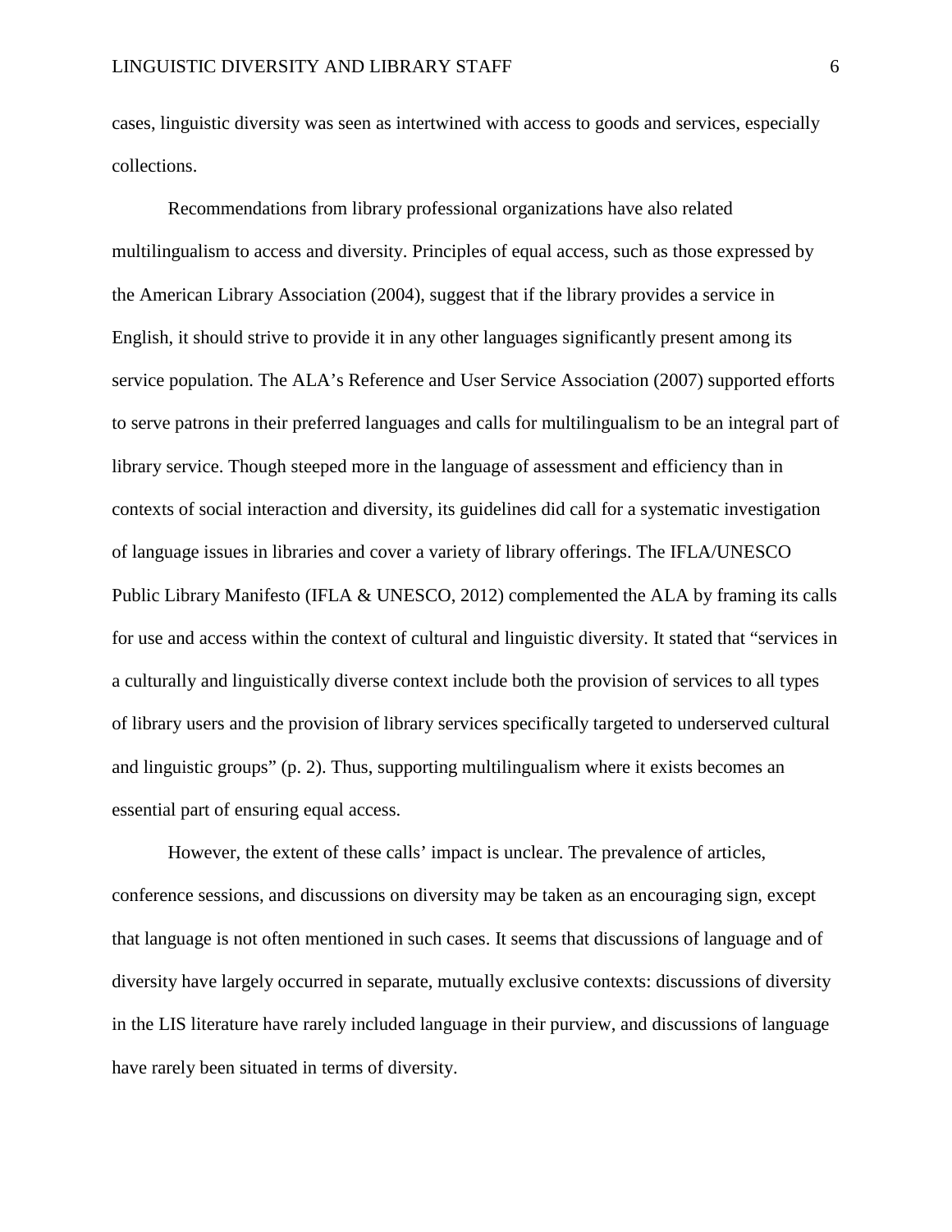cases, linguistic diversity was seen as intertwined with access to goods and services, especially collections.

Recommendations from library professional organizations have also related multilingualism to access and diversity. Principles of equal access, such as those expressed by the American Library Association (2004), suggest that if the library provides a service in English, it should strive to provide it in any other languages significantly present among its service population. The ALA's Reference and User Service Association (2007) supported efforts to serve patrons in their preferred languages and calls for multilingualism to be an integral part of library service. Though steeped more in the language of assessment and efficiency than in contexts of social interaction and diversity, its guidelines did call for a systematic investigation of language issues in libraries and cover a variety of library offerings. The IFLA/UNESCO Public Library Manifesto (IFLA & UNESCO, 2012) complemented the ALA by framing its calls for use and access within the context of cultural and linguistic diversity. It stated that "services in a culturally and linguistically diverse context include both the provision of services to all types of library users and the provision of library services specifically targeted to underserved cultural and linguistic groups" (p. 2). Thus, supporting multilingualism where it exists becomes an essential part of ensuring equal access.

However, the extent of these calls' impact is unclear. The prevalence of articles, conference sessions, and discussions on diversity may be taken as an encouraging sign, except that language is not often mentioned in such cases. It seems that discussions of language and of diversity have largely occurred in separate, mutually exclusive contexts: discussions of diversity in the LIS literature have rarely included language in their purview, and discussions of language have rarely been situated in terms of diversity.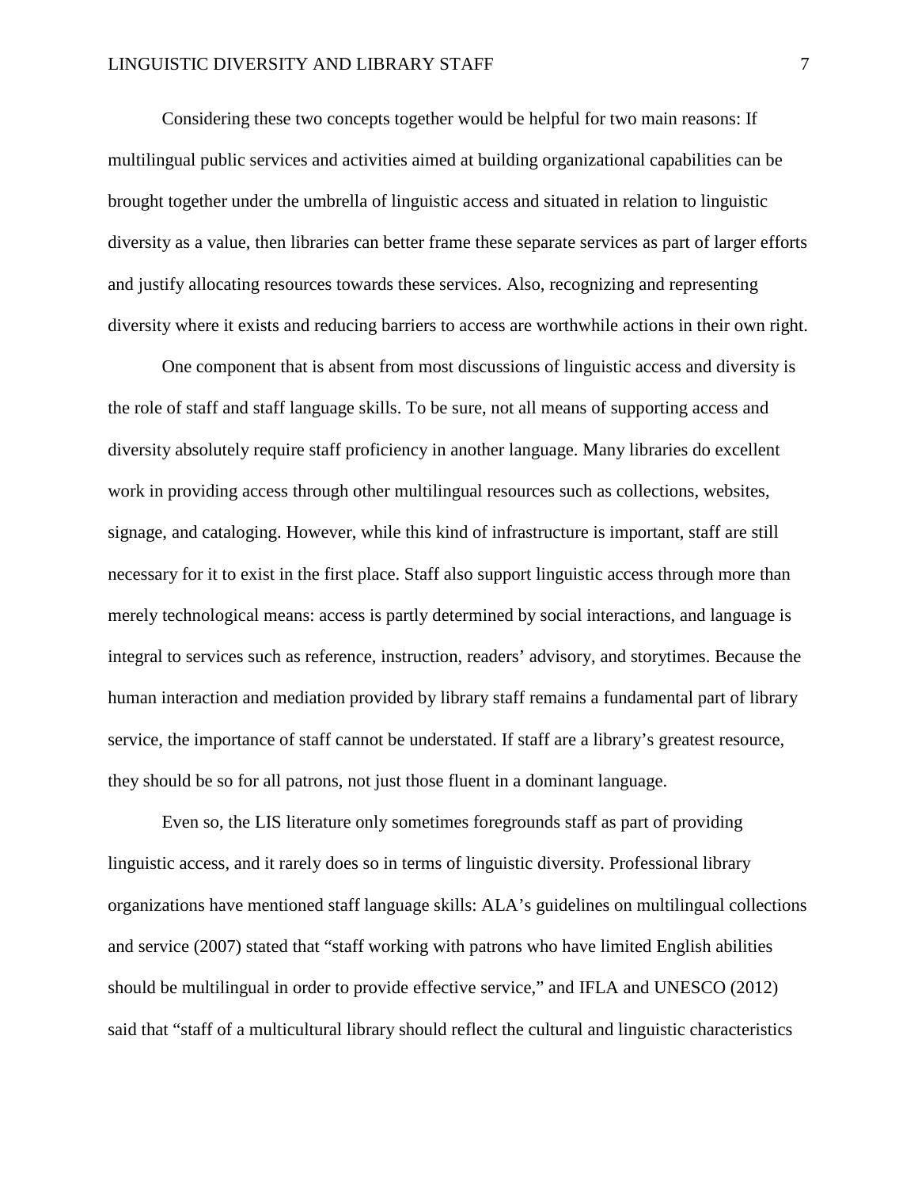Considering these two concepts together would be helpful for two main reasons: If multilingual public services and activities aimed at building organizational capabilities can be brought together under the umbrella of linguistic access and situated in relation to linguistic diversity as a value, then libraries can better frame these separate services as part of larger efforts and justify allocating resources towards these services. Also, recognizing and representing diversity where it exists and reducing barriers to access are worthwhile actions in their own right.

One component that is absent from most discussions of linguistic access and diversity is the role of staff and staff language skills. To be sure, not all means of supporting access and diversity absolutely require staff proficiency in another language. Many libraries do excellent work in providing access through other multilingual resources such as collections, websites, signage, and cataloging. However, while this kind of infrastructure is important, staff are still necessary for it to exist in the first place. Staff also support linguistic access through more than merely technological means: access is partly determined by social interactions, and language is integral to services such as reference, instruction, readers' advisory, and storytimes. Because the human interaction and mediation provided by library staff remains a fundamental part of library service, the importance of staff cannot be understated. If staff are a library's greatest resource, they should be so for all patrons, not just those fluent in a dominant language.

Even so, the LIS literature only sometimes foregrounds staff as part of providing linguistic access, and it rarely does so in terms of linguistic diversity. Professional library organizations have mentioned staff language skills: ALA's guidelines on multilingual collections and service (2007) stated that "staff working with patrons who have limited English abilities should be multilingual in order to provide effective service," and IFLA and UNESCO (2012) said that "staff of a multicultural library should reflect the cultural and linguistic characteristics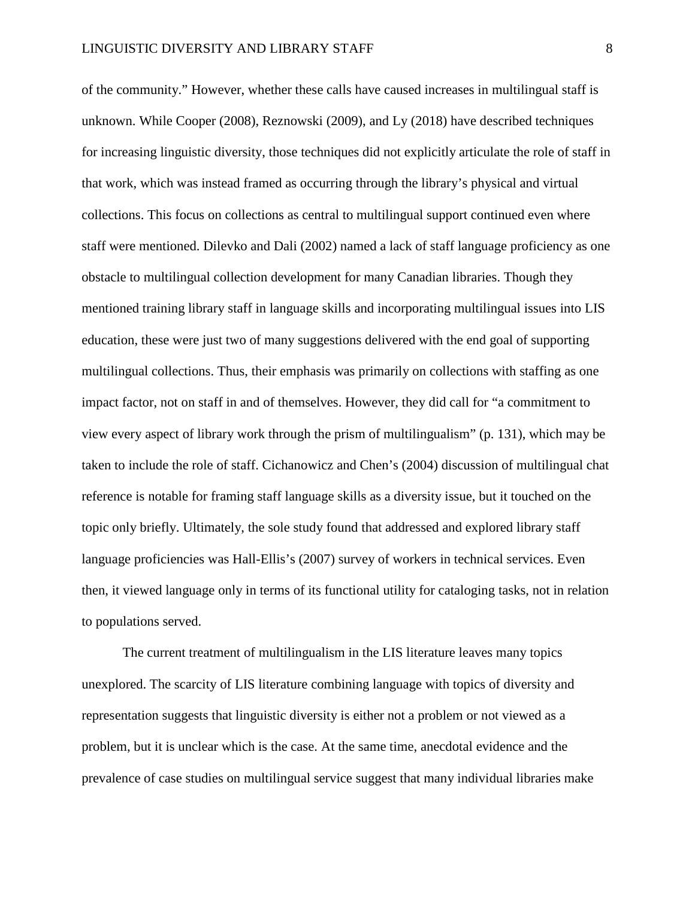of the community." However, whether these calls have caused increases in multilingual staff is unknown. While Cooper (2008), Reznowski (2009), and Ly (2018) have described techniques for increasing linguistic diversity, those techniques did not explicitly articulate the role of staff in that work, which was instead framed as occurring through the library's physical and virtual collections. This focus on collections as central to multilingual support continued even where staff were mentioned. Dilevko and Dali (2002) named a lack of staff language proficiency as one obstacle to multilingual collection development for many Canadian libraries. Though they mentioned training library staff in language skills and incorporating multilingual issues into LIS education, these were just two of many suggestions delivered with the end goal of supporting multilingual collections. Thus, their emphasis was primarily on collections with staffing as one impact factor, not on staff in and of themselves. However, they did call for "a commitment to view every aspect of library work through the prism of multilingualism" (p. 131), which may be taken to include the role of staff. Cichanowicz and Chen's (2004) discussion of multilingual chat reference is notable for framing staff language skills as a diversity issue, but it touched on the topic only briefly. Ultimately, the sole study found that addressed and explored library staff language proficiencies was Hall-Ellis's (2007) survey of workers in technical services. Even then, it viewed language only in terms of its functional utility for cataloging tasks, not in relation to populations served.

The current treatment of multilingualism in the LIS literature leaves many topics unexplored. The scarcity of LIS literature combining language with topics of diversity and representation suggests that linguistic diversity is either not a problem or not viewed as a problem, but it is unclear which is the case. At the same time, anecdotal evidence and the prevalence of case studies on multilingual service suggest that many individual libraries make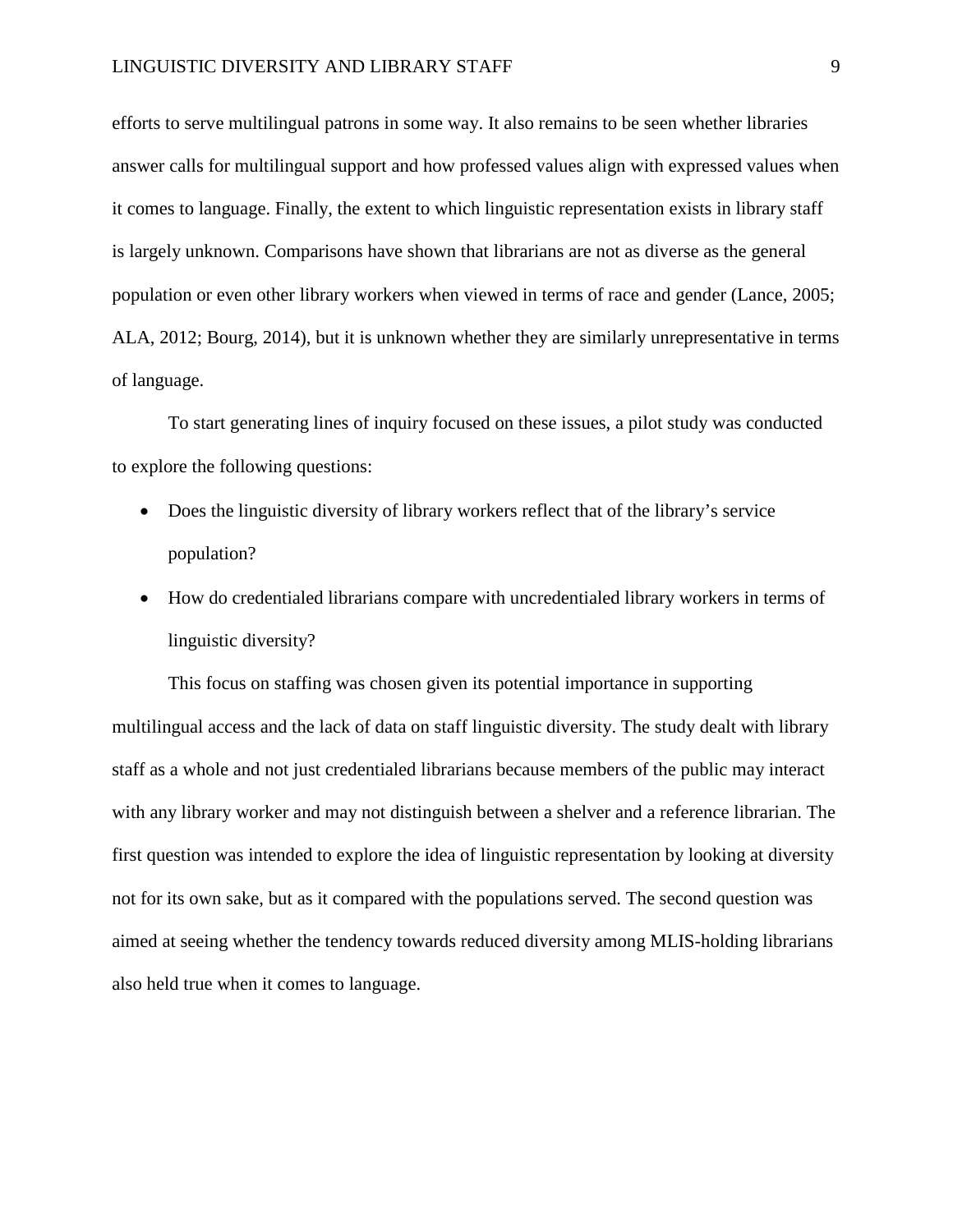efforts to serve multilingual patrons in some way. It also remains to be seen whether libraries answer calls for multilingual support and how professed values align with expressed values when it comes to language. Finally, the extent to which linguistic representation exists in library staff is largely unknown. Comparisons have shown that librarians are not as diverse as the general population or even other library workers when viewed in terms of race and gender (Lance, 2005; ALA, 2012; Bourg, 2014), but it is unknown whether they are similarly unrepresentative in terms of language.

To start generating lines of inquiry focused on these issues, a pilot study was conducted to explore the following questions:

- Does the linguistic diversity of library workers reflect that of the library's service population?
- How do credentialed librarians compare with uncredentialed library workers in terms of linguistic diversity?

This focus on staffing was chosen given its potential importance in supporting multilingual access and the lack of data on staff linguistic diversity. The study dealt with library staff as a whole and not just credentialed librarians because members of the public may interact with any library worker and may not distinguish between a shelver and a reference librarian. The first question was intended to explore the idea of linguistic representation by looking at diversity not for its own sake, but as it compared with the populations served. The second question was aimed at seeing whether the tendency towards reduced diversity among MLIS-holding librarians also held true when it comes to language.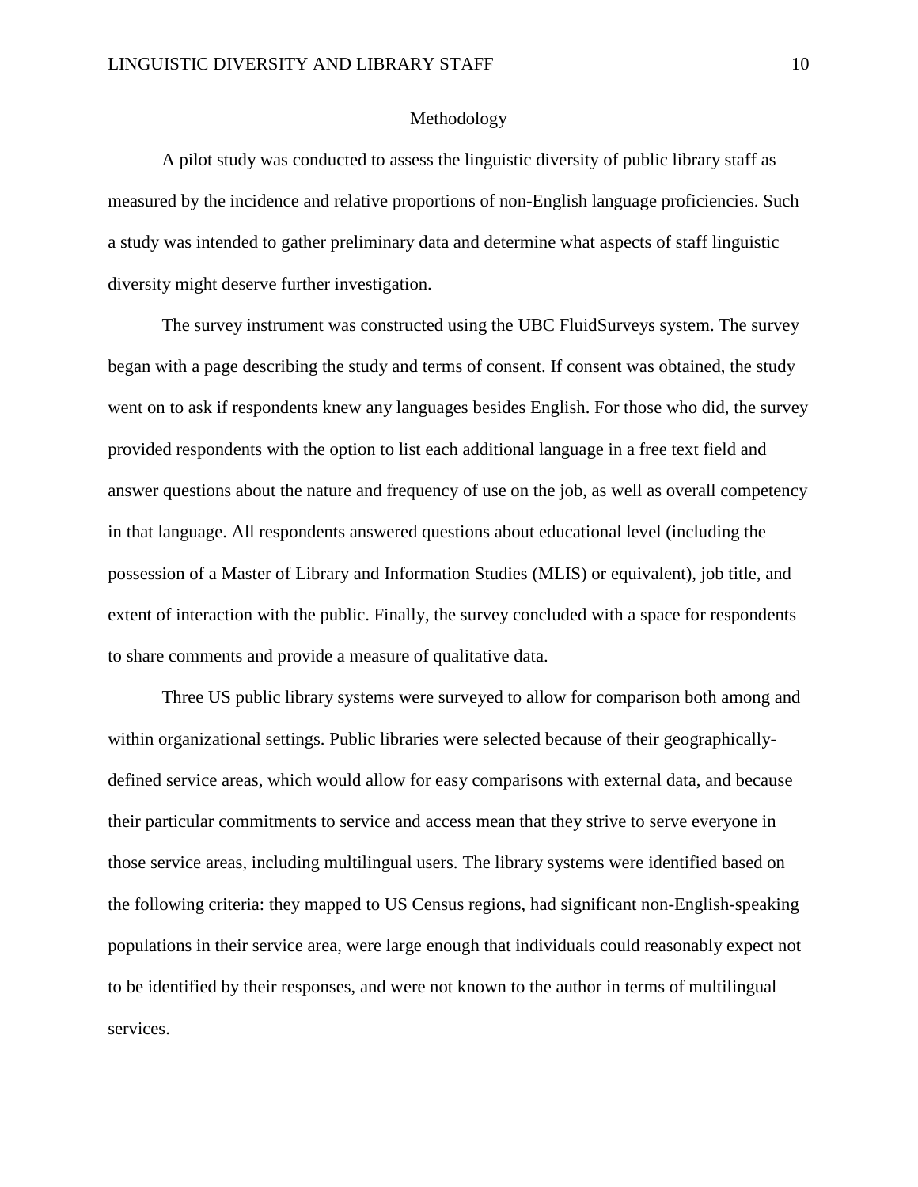# Methodology

A pilot study was conducted to assess the linguistic diversity of public library staff as measured by the incidence and relative proportions of non-English language proficiencies. Such a study was intended to gather preliminary data and determine what aspects of staff linguistic diversity might deserve further investigation.

The survey instrument was constructed using the UBC FluidSurveys system. The survey began with a page describing the study and terms of consent. If consent was obtained, the study went on to ask if respondents knew any languages besides English. For those who did, the survey provided respondents with the option to list each additional language in a free text field and answer questions about the nature and frequency of use on the job, as well as overall competency in that language. All respondents answered questions about educational level (including the possession of a Master of Library and Information Studies (MLIS) or equivalent), job title, and extent of interaction with the public. Finally, the survey concluded with a space for respondents to share comments and provide a measure of qualitative data.

Three US public library systems were surveyed to allow for comparison both among and within organizational settings. Public libraries were selected because of their geographically-defined service areas, which would allow for easy comparisons with external data, and because their particular commitments to service and access mean that they strive to serve everyone in those service areas, including multilingual users. The library systems were identified based on the following criteria: they mapped to US Census regions, had significant non-English-speaking populations in their service area, were large enough that individuals could reasonably expect not to be identified by their responses, and were not known to the author in terms of multilingual services.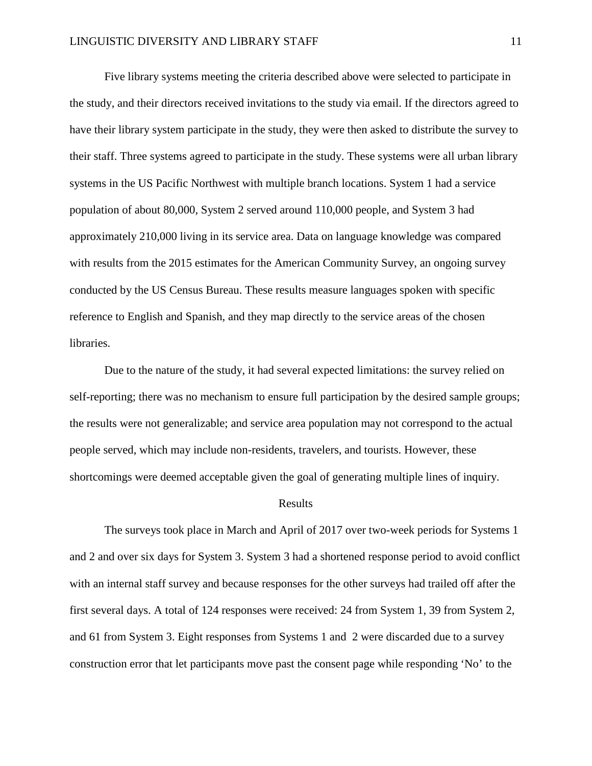Five library systems meeting the criteria described above were selected to participate in the study, and their directors received invitations to the study via email. If the directors agreed to have their library system participate in the study, they were then asked to distribute the survey to their staff. Three systems agreed to participate in the study. These systems were all urban library systems in the US Pacific Northwest with multiple branch locations. System 1 had a service population of about 80,000, System 2 served around 110,000 people, and System 3 had approximately 210,000 living in its service area. Data on language knowledge was compared with results from the 2015 estimates for the American Community Survey, an ongoing survey conducted by the US Census Bureau. These results measure languages spoken with specific reference to English and Spanish, and they map directly to the service areas of the chosen libraries.

Due to the nature of the study, it had several expected limitations: the survey relied on self-reporting; there was no mechanism to ensure full participation by the desired sample groups; the results were not generalizable; and service area population may not correspond to the actual people served, which may include non-residents, travelers, and tourists. However, these shortcomings were deemed acceptable given the goal of generating multiple lines of inquiry.

## Results

The surveys took place in March and April of 2017 over two-week periods for Systems 1 and 2 and over six days for System 3. System 3 had a shortened response period to avoid conflict with an internal staff survey and because responses for the other surveys had trailed off after the first several days. A total of 124 responses were received: 24 from System 1, 39 from System 2, and 61 from System 3. Eight responses from Systems 1 and 2 were discarded due to a survey construction error that let participants move past the consent page while responding 'No' to the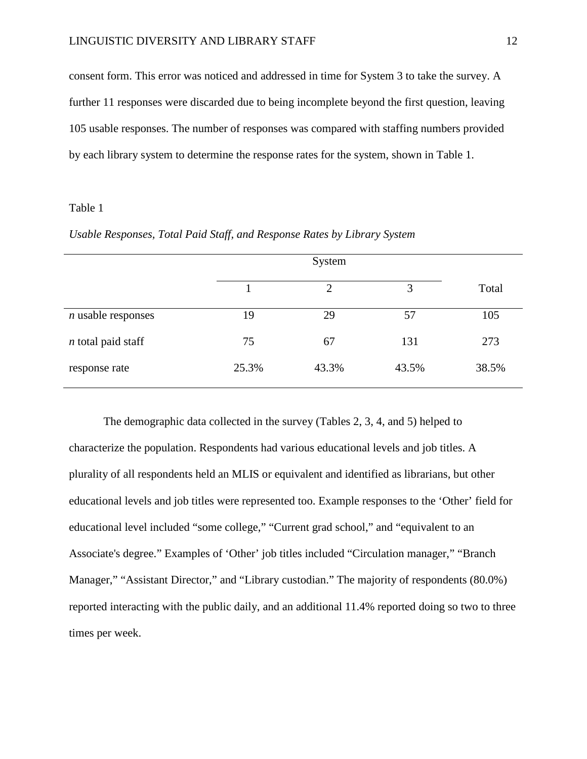consent form. This error was noticed and addressed in time for System 3 to take the survey. A further 11 responses were discarded due to being incomplete beyond the first question, leaving 105 usable responses. The number of responses was compared with staffing numbers provided by each library system to determine the response rates for the system, shown in Table 1.

Table 1

*Usable Responses, Total Paid Staff, and Response Rates by Library System*

| | System | | | |
|---|---|---|---|---|
| | 1 | 2 | 3 | Total |
| *n* usable responses | 19 | 29 | 57 | 105 |
| *n* total paid staff | 75 | 67 | 131 | 273 |
| response rate | 25.3% | 43.3% | 43.5% | 38.5% |

The demographic data collected in the survey (Tables 2, 3, 4, and 5) helped to characterize the population. Respondents had various educational levels and job titles. A plurality of all respondents held an MLIS or equivalent and identified as librarians, but other educational levels and job titles were represented too. Example responses to the 'Other' field for educational level included "some college," "Current grad school," and "equivalent to an Associate's degree." Examples of 'Other' job titles included "Circulation manager," "Branch Manager," "Assistant Director," and "Library custodian." The majority of respondents (80.0%) reported interacting with the public daily, and an additional 11.4% reported doing so two to three times per week.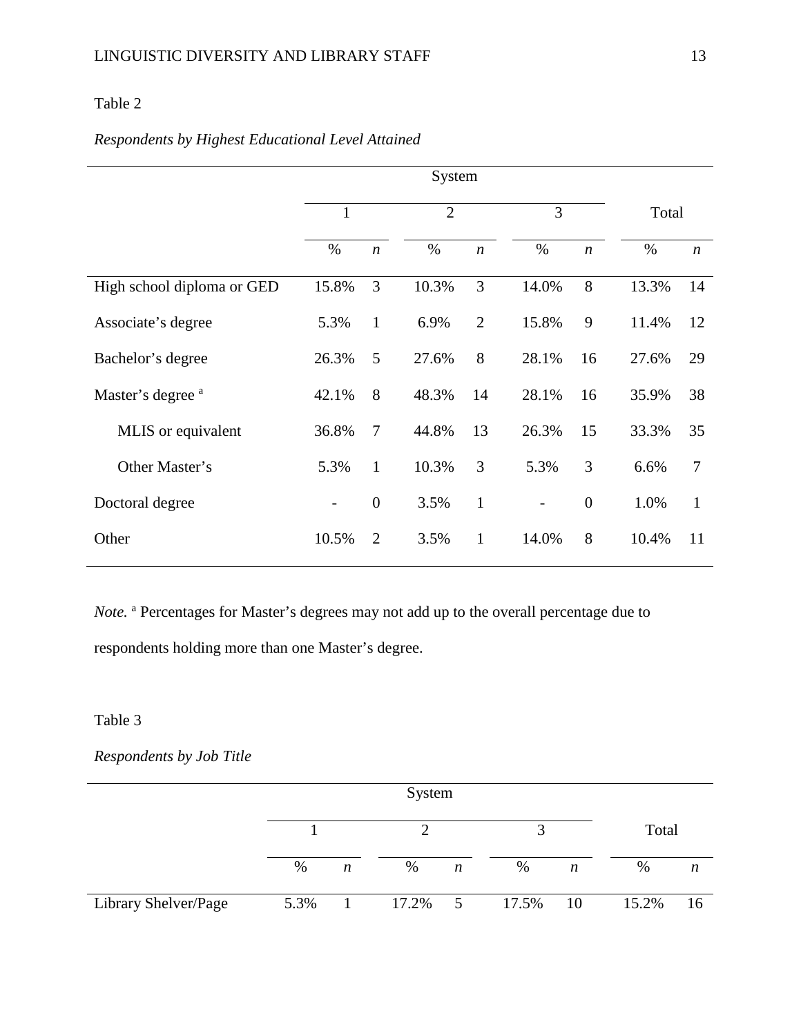Table 2

*Respondents by Highest Educational Level Attained*

| | System | | | | | | | |
|---|---|---|---|---|---|---|---|---|
| | 1 | | 2 | | 3 | | Total | |
| | % | *n* | % | *n* | % | *n* | % | *n* |
| High school diploma or GED | 15.8% | 3 | 10.3% | 3 | 14.0% | 8 | 13.3% | 14 |
| Associate's degree | 5.3% | 1 | 6.9% | 2 | 15.8% | 9 | 11.4% | 12 |
| Bachelor's degree | 26.3% | 5 | 27.6% | 8 | 28.1% | 16 | 27.6% | 29 |
| Master's degree [a] | 42.1% | 8 | 48.3% | 14 | 28.1% | 16 | 35.9% | 38 |
| MLIS or equivalent | 36.8% | 7 | 44.8% | 13 | 26.3% | 15 | 33.3% | 35 |
| Other Master's | 5.3% | 1 | 10.3% | 3 | 5.3% | 3 | 6.6% | 7 |
| Doctoral degree | - | 0 | 3.5% | 1 | - | 0 | 1.0% | 1 |
| Other | 10.5% | 2 | 3.5% | 1 | 14.0% | 8 | 10.4% | 11 |

*Note.* [a] Percentages for Master's degrees may not add up to the overall percentage due to respondents holding more than one Master's degree.

Table 3

*Respondents by Job Title*

| | System | | | | | | | |
|---|---|---|---|---|---|---|---|---|
| | 1 | | 2 | | 3 | | Total | |
| | % | *n* | % | *n* | % | *n* | % | *n* |
| Library Shelver/Page | 5.3% | 1 | 17.2% | 5 | 17.5% | 10 | 15.2% | 16 |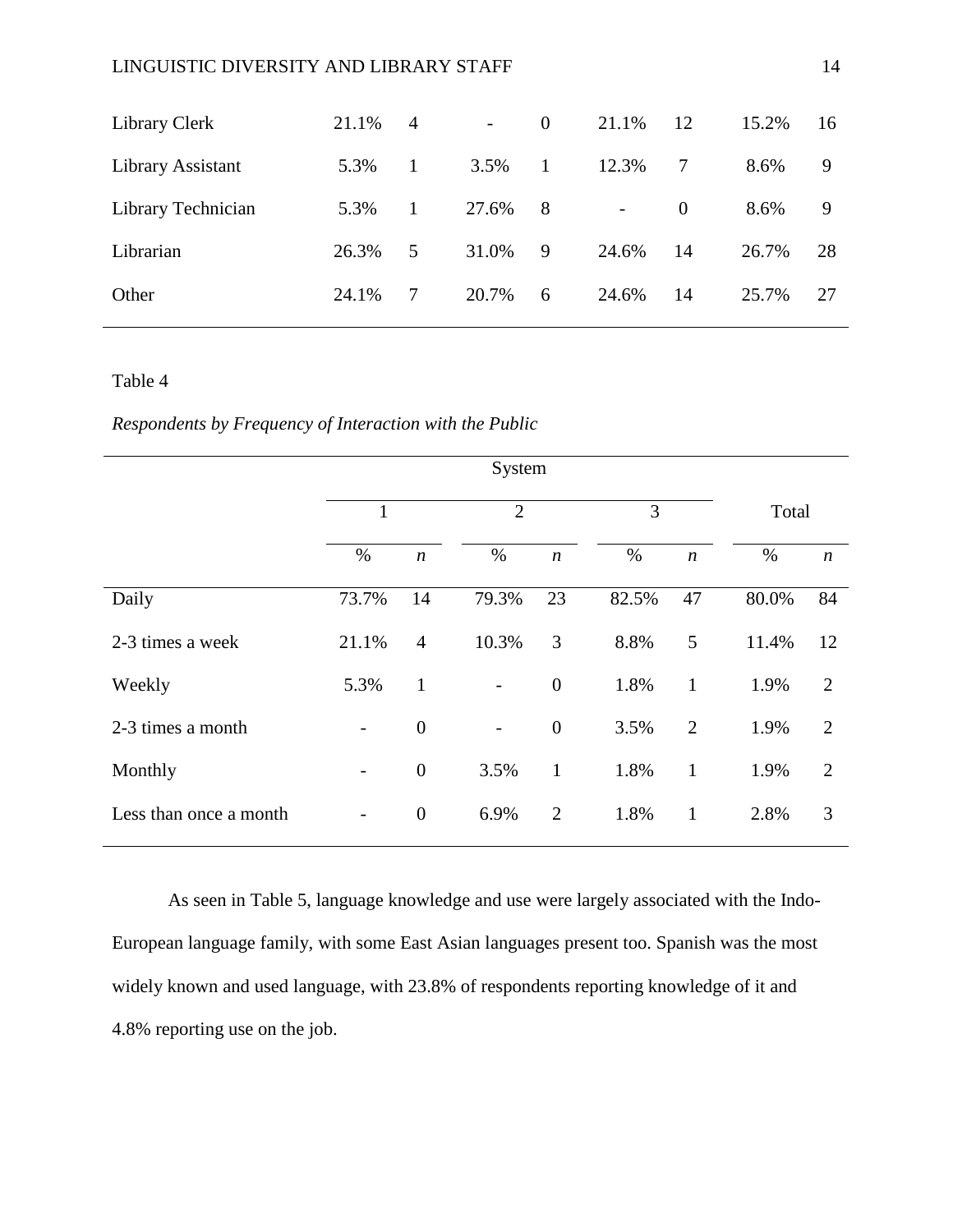| | | | | | | | | |
|---|---|---|---|---|---|---|---|---|
| Library Clerk | 21.1% | 4 | - | 0 | 21.1% | 12 | 15.2% | 16 |
| Library Assistant | 5.3% | 1 | 3.5% | 1 | 12.3% | 7 | 8.6% | 9 |
| Library Technician | 5.3% | 1 | 27.6% | 8 | - | 0 | 8.6% | 9 |
| Librarian | 26.3% | 5 | 31.0% | 9 | 24.6% | 14 | 26.7% | 28 |
| Other | 24.1% | 7 | 20.7% | 6 | 24.6% | 14 | 25.7% | 27 |

Table 4

*Respondents by Frequency of Interaction with the Public*

| | System | | | | | | | |
|---|---|---|---|---|---|---|---|---|
| | 1 | | 2 | | 3 | | Total | |
| | % | *n* | % | *n* | % | *n* | % | *n* |
| Daily | 73.7% | 14 | 79.3% | 23 | 82.5% | 47 | 80.0% | 84 |
| 2-3 times a week | 21.1% | 4 | 10.3% | 3 | 8.8% | 5 | 11.4% | 12 |
| Weekly | 5.3% | 1 | - | 0 | 1.8% | 1 | 1.9% | 2 |
| 2-3 times a month | - | 0 | - | 0 | 3.5% | 2 | 1.9% | 2 |
| Monthly | - | 0 | 3.5% | 1 | 1.8% | 1 | 1.9% | 2 |
| Less than once a month | - | 0 | 6.9% | 2 | 1.8% | 1 | 2.8% | 3 |

As seen in Table 5, language knowledge and use were largely associated with the Indo-European language family, with some East Asian languages present too. Spanish was the most widely known and used language, with 23.8% of respondents reporting knowledge of it and 4.8% reporting use on the job.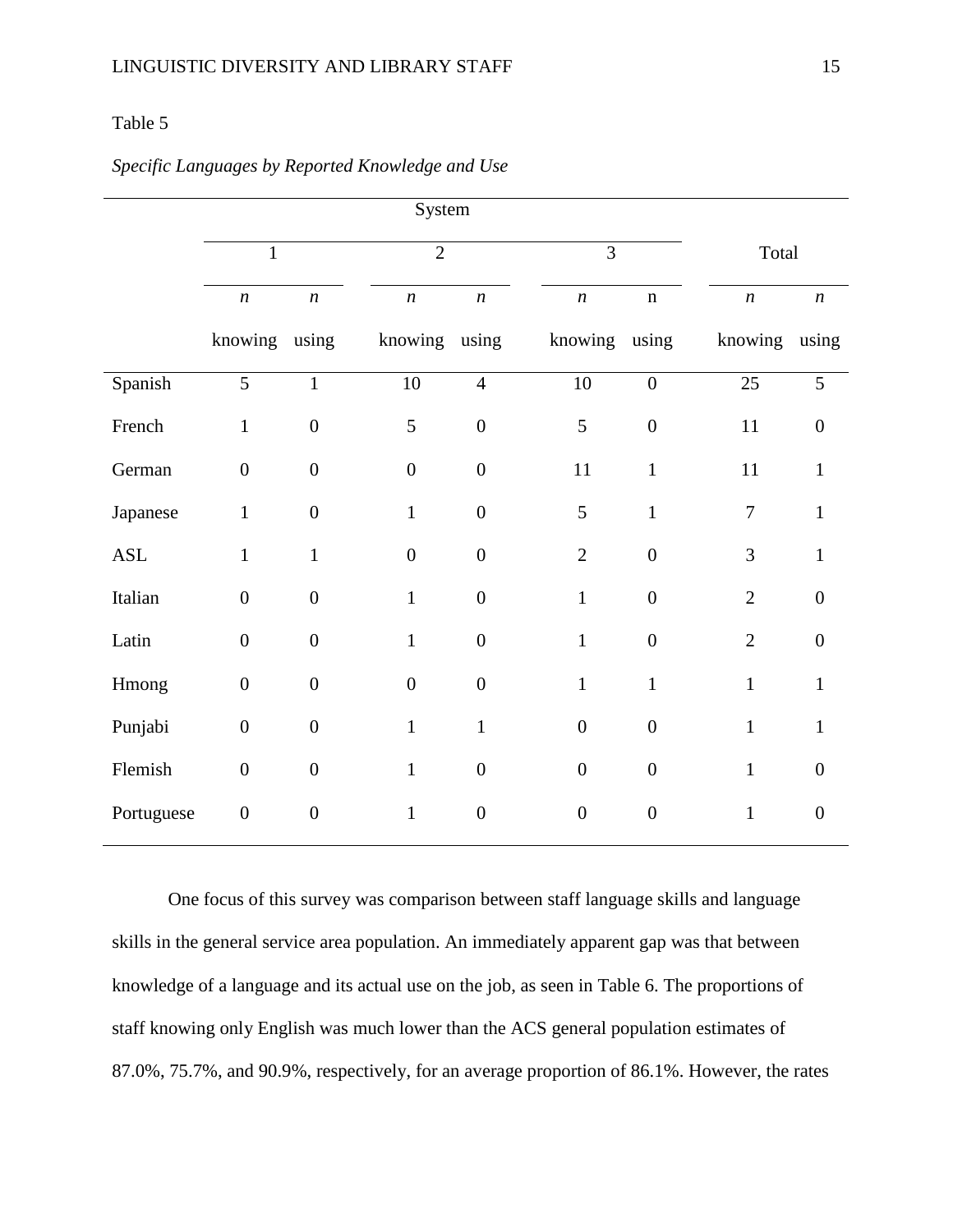Table 5

*Specific Languages by Reported Knowledge and Use*

| | System | | | | | | | |
|---|---|---|---|---|---|---|---|---|
| | 1 | | 2 | | 3 | | Total | |
| | *n* knowing | *n* using | *n* knowing | *n* using | *n* knowing | n using | *n* knowing | *n* using |
| Spanish | 5 | 1 | 10 | 4 | 10 | 0 | 25 | 5 |
| French | 1 | 0 | 5 | 0 | 5 | 0 | 11 | 0 |
| German | 0 | 0 | 0 | 0 | 11 | 1 | 11 | 1 |
| Japanese | 1 | 0 | 1 | 0 | 5 | 1 | 7 | 1 |
| ASL | 1 | 1 | 0 | 0 | 2 | 0 | 3 | 1 |
| Italian | 0 | 0 | 1 | 0 | 1 | 0 | 2 | 0 |
| Latin | 0 | 0 | 1 | 0 | 1 | 0 | 2 | 0 |
| Hmong | 0 | 0 | 0 | 0 | 1 | 1 | 1 | 1 |
| Punjabi | 0 | 0 | 1 | 1 | 0 | 0 | 1 | 1 |
| Flemish | 0 | 0 | 1 | 0 | 0 | 0 | 1 | 0 |
| Portuguese | 0 | 0 | 1 | 0 | 0 | 0 | 1 | 0 |

One focus of this survey was comparison between staff language skills and language skills in the general service area population. An immediately apparent gap was that between knowledge of a language and its actual use on the job, as seen in Table 6. The proportions of staff knowing only English was much lower than the ACS general population estimates of 87.0%, 75.7%, and 90.9%, respectively, for an average proportion of 86.1%. However, the rates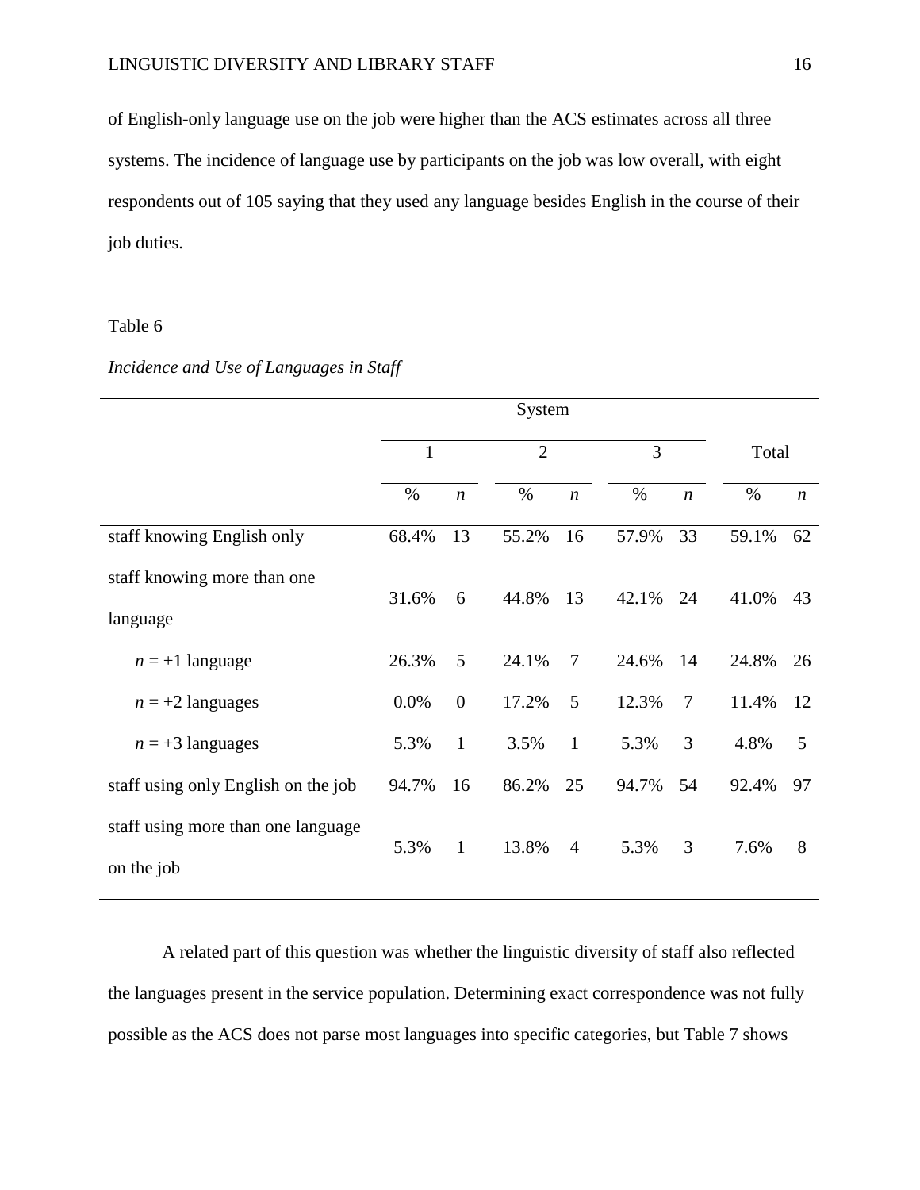of English-only language use on the job were higher than the ACS estimates across all three systems. The incidence of language use by participants on the job was low overall, with eight respondents out of 105 saying that they used any language besides English in the course of their job duties.

Table 6

*Incidence and Use of Languages in Staff*

| | System | | | | | | | |
|---|---|---|---|---|---|---|---|---|
| | 1 | | 2 | | 3 | | Total | |
| | % | *n* | % | *n* | % | *n* | % | *n* |
| staff knowing English only | 68.4% | 13 | 55.2% | 16 | 57.9% | 33 | 59.1% | 62 |
| staff knowing more than one language | 31.6% | 6 | 44.8% | 13 | 42.1% | 24 | 41.0% | 43 |
| $n$ = +1 language | 26.3% | 5 | 24.1% | 7 | 24.6% | 14 | 24.8% | 26 |
| $n$ = +2 languages | 0.0% | 0 | 17.2% | 5 | 12.3% | 7 | 11.4% | 12 |
| $n$ = +3 languages | 5.3% | 1 | 3.5% | 1 | 5.3% | 3 | 4.8% | 5 |
| staff using only English on the job | 94.7% | 16 | 86.2% | 25 | 94.7% | 54 | 92.4% | 97 |
| staff using more than one language on the job | 5.3% | 1 | 13.8% | 4 | 5.3% | 3 | 7.6% | 8 |

A related part of this question was whether the linguistic diversity of staff also reflected the languages present in the service population. Determining exact correspondence was not fully possible as the ACS does not parse most languages into specific categories, but Table 7 shows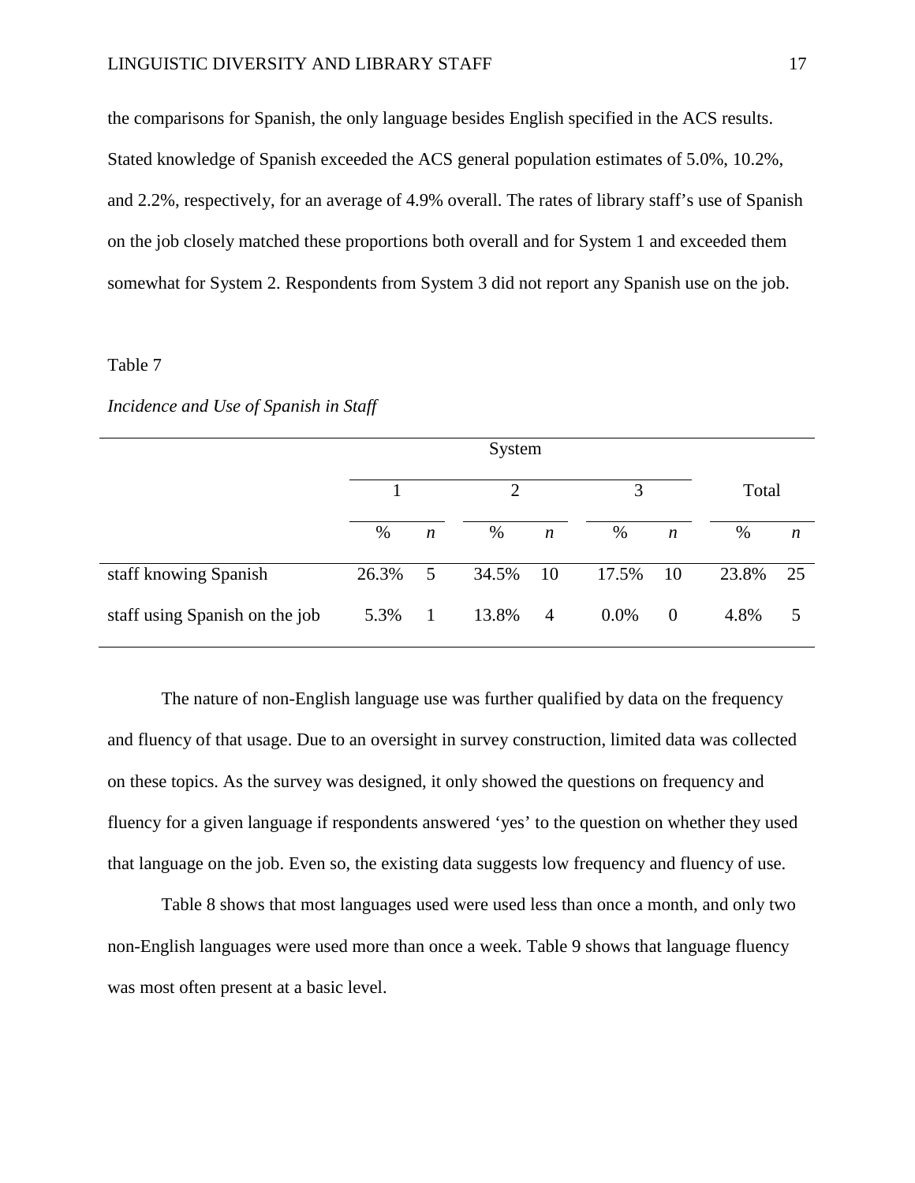the comparisons for Spanish, the only language besides English specified in the ACS results. Stated knowledge of Spanish exceeded the ACS general population estimates of 5.0%, 10.2%, and 2.2%, respectively, for an average of 4.9% overall. The rates of library staff's use of Spanish on the job closely matched these proportions both overall and for System 1 and exceeded them somewhat for System 2. Respondents from System 3 did not report any Spanish use on the job.

Table 7

*Incidence and Use of Spanish in Staff*

| | System | | | | | | | |
|---|---|---|---|---|---|---|---|---|
| | 1 | | 2 | | 3 | | Total | |
| | % | *n* | % | *n* | % | *n* | % | *n* |
| staff knowing Spanish | 26.3% | 5 | 34.5% | 10 | 17.5% | 10 | 23.8% | 25 |
| staff using Spanish on the job | 5.3% | 1 | 13.8% | 4 | 0.0% | 0 | 4.8% | 5 |

The nature of non-English language use was further qualified by data on the frequency and fluency of that usage. Due to an oversight in survey construction, limited data was collected on these topics. As the survey was designed, it only showed the questions on frequency and fluency for a given language if respondents answered 'yes' to the question on whether they used that language on the job. Even so, the existing data suggests low frequency and fluency of use.

Table 8 shows that most languages used were used less than once a month, and only two non-English languages were used more than once a week. Table 9 shows that language fluency was most often present at a basic level.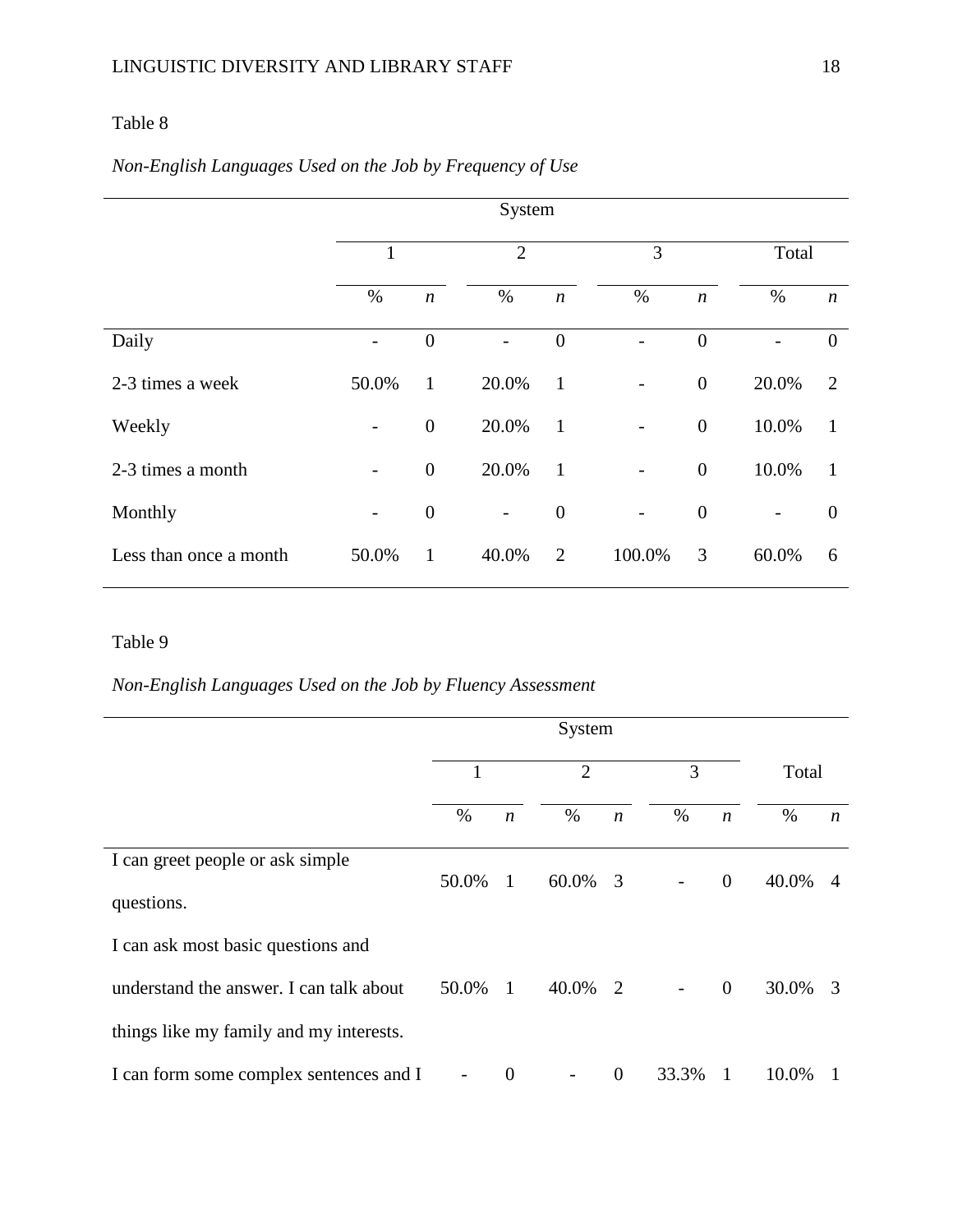Table 8

*Non-English Languages Used on the Job by Frequency of Use*

| | System | | | | | | | |
|---|---|---|---|---|---|---|---|---|
| | 1 | | 2 | | 3 | | Total | |
| | % | *n* | % | *n* | % | *n* | % | *n* |
| Daily | - | 0 | - | 0 | - | 0 | - | 0 |
| 2-3 times a week | 50.0% | 1 | 20.0% | 1 | - | 0 | 20.0% | 2 |
| Weekly | - | 0 | 20.0% | 1 | - | 0 | 10.0% | 1 |
| 2-3 times a month | - | 0 | 20.0% | 1 | - | 0 | 10.0% | 1 |
| Monthly | - | 0 | - | 0 | - | 0 | - | 0 |
| Less than once a month | 50.0% | 1 | 40.0% | 2 | 100.0% | 3 | 60.0% | 6 |

Table 9

*Non-English Languages Used on the Job by Fluency Assessment*

| | System | | | | | | | |
|---|---|---|---|---|---|---|---|---|
| | 1 | | 2 | | 3 | | Total | |
| | % | *n* | % | *n* | % | *n* | % | *n* |
| I can greet people or ask simple questions. | 50.0% | 1 | 60.0% | 3 | - | 0 | 40.0% | 4 |
| I can ask most basic questions and understand the answer. I can talk about things like my family and my interests. | 50.0% | 1 | 40.0% | 2 | - | 0 | 30.0% | 3 |
| I can form some complex sentences and I | - | 0 | - | 0 | 33.3% | 1 | 10.0% | 1 |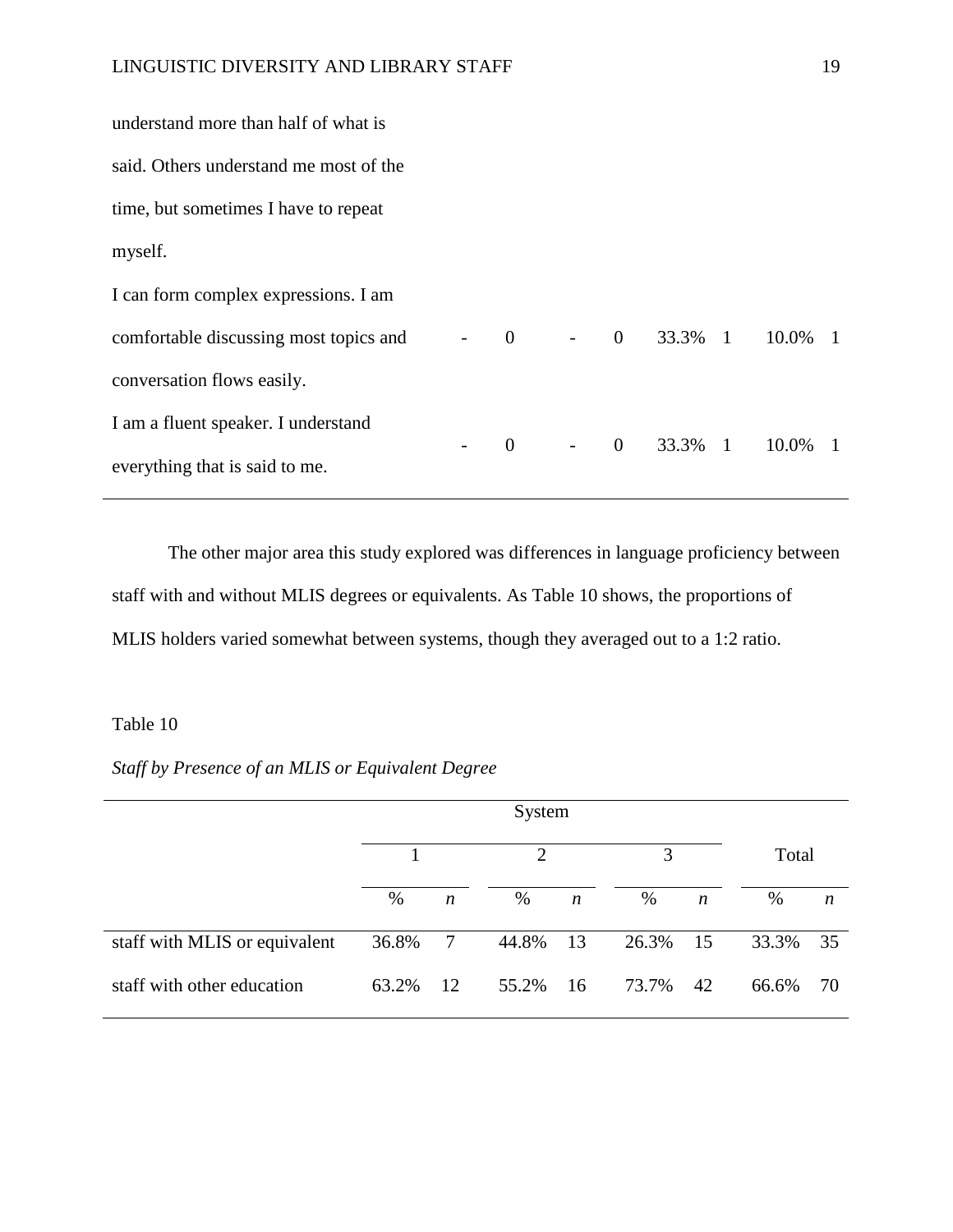| | | | | | | | | |
|---|---|---|---|---|---|---|---|---|
| understand more than half of what is said. Others understand me most of the time, but sometimes I have to repeat myself. | | | | | | | | |
| I can form complex expressions. I am comfortable discussing most topics and conversation flows easily. | - | 0 | - | 0 | 33.3% | 1 | 10.0% | 1 |
| I am a fluent speaker. I understand everything that is said to me. | - | 0 | - | 0 | 33.3% | 1 | 10.0% | 1 |

The other major area this study explored was differences in language proficiency between staff with and without MLIS degrees or equivalents. As Table 10 shows, the proportions of MLIS holders varied somewhat between systems, though they averaged out to a 1:2 ratio.

Table 10

*Staff by Presence of an MLIS or Equivalent Degree*

| | System | | | | | | | |
|---|---|---|---|---|---|---|---|---|
| | 1 | | 2 | | 3 | | Total | |
| | % | *n* | % | *n* | % | *n* | % | *n* |
| staff with MLIS or equivalent | 36.8% | 7 | 44.8% | 13 | 26.3% | 15 | 33.3% | 35 |
| staff with other education | 63.2% | 12 | 55.2% | 16 | 73.7% | 42 | 66.6% | 70 |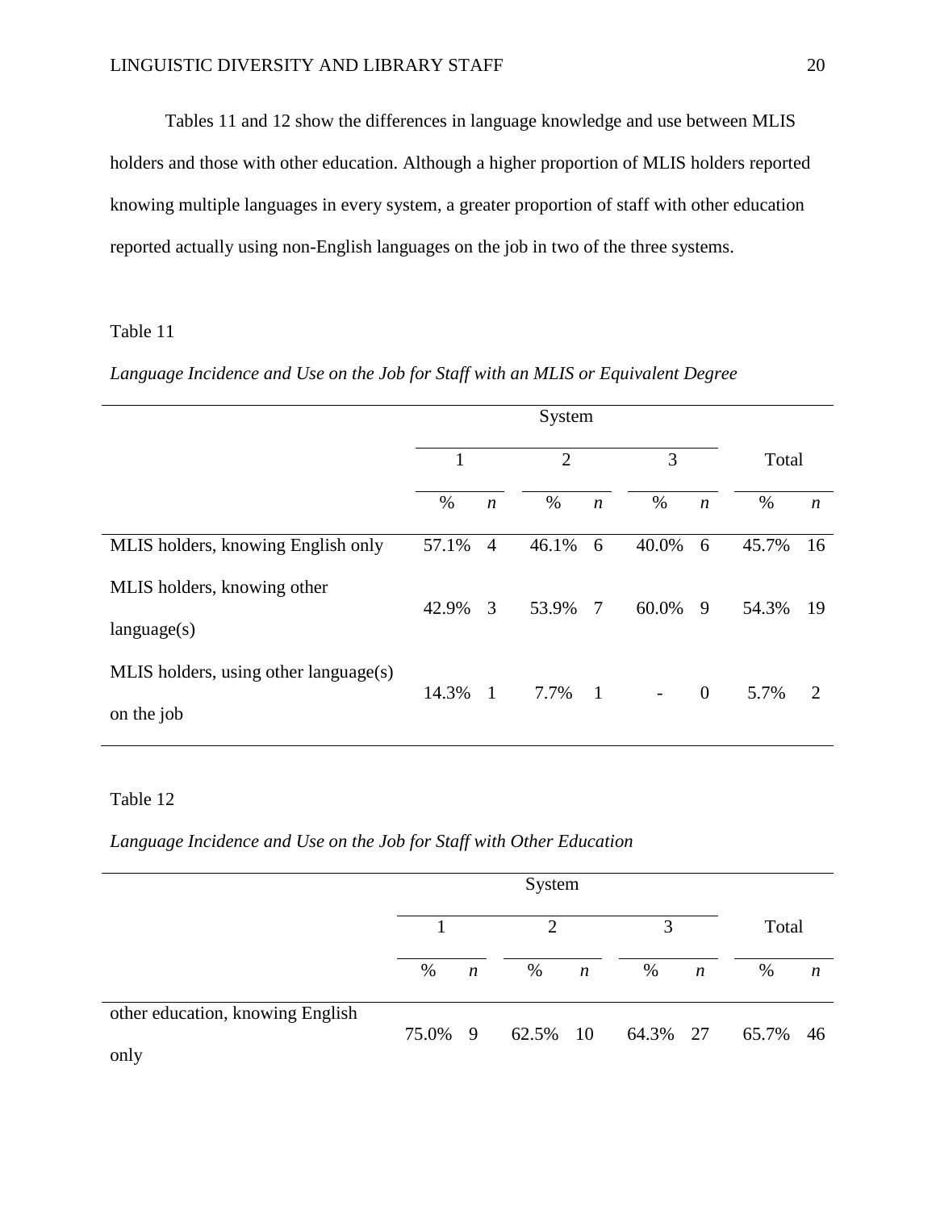Tables 11 and 12 show the differences in language knowledge and use between MLIS holders and those with other education. Although a higher proportion of MLIS holders reported knowing multiple languages in every system, a greater proportion of staff with other education reported actually using non-English languages on the job in two of the three systems.

Table 11

*Language Incidence and Use on the Job for Staff with an MLIS or Equivalent Degree*

| | System | | | | | | | |
|---|---|---|---|---|---|---|---|---|
| | 1 | | 2 | | 3 | | Total | |
| | % | *n* | % | *n* | % | *n* | % | *n* |
| MLIS holders, knowing English only | 57.1% | 4 | 46.1% | 6 | 40.0% | 6 | 45.7% | 16 |
| MLIS holders, knowing other language(s) | 42.9% | 3 | 53.9% | 7 | 60.0% | 9 | 54.3% | 19 |
| MLIS holders, using other language(s) on the job | 14.3% | 1 | 7.7% | 1 | - | 0 | 5.7% | 2 |

Table 12

*Language Incidence and Use on the Job for Staff with Other Education*

| | System | | | | | | | |
|---|---|---|---|---|---|---|---|---|
| | 1 | | 2 | | 3 | | Total | |
| | % | *n* | % | *n* | % | *n* | % | *n* |
| other education, knowing English only | 75.0% | 9 | 62.5% | 10 | 64.3% | 27 | 65.7% | 46 |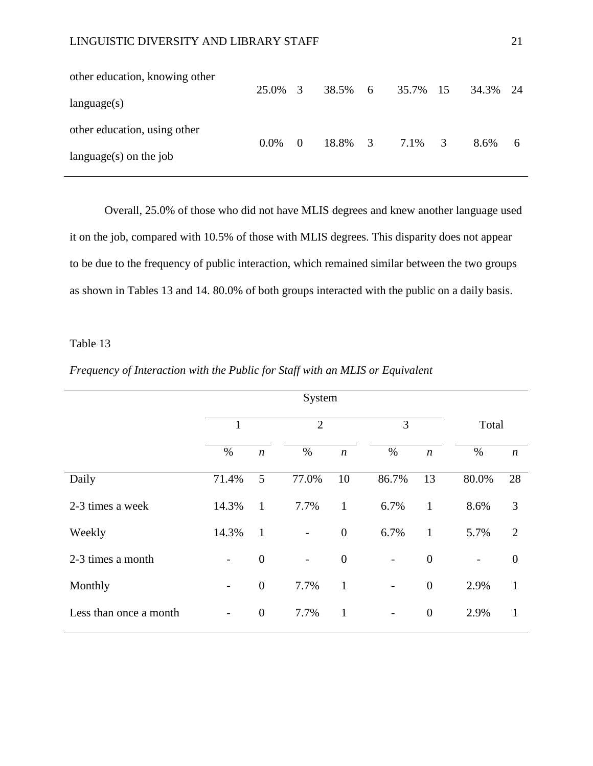| | | | | | | | | |
|---|---|---|---|---|---|---|---|---|
| other education, knowing other language(s) | 25.0% | 3 | 38.5% | 6 | 35.7% | 15 | 34.3% | 24 |
| other education, using other language(s) on the job | 0.0% | 0 | 18.8% | 3 | 7.1% | 3 | 8.6% | 6 |

Overall, 25.0% of those who did not have MLIS degrees and knew another language used it on the job, compared with 10.5% of those with MLIS degrees. This disparity does not appear to be due to the frequency of public interaction, which remained similar between the two groups as shown in Tables 13 and 14. 80.0% of both groups interacted with the public on a daily basis.

Table 13

*Frequency of Interaction with the Public for Staff with an MLIS or Equivalent*

| | System | | | | | | | |
|---|---|---|---|---|---|---|---|---|
| | 1 | | 2 | | 3 | | Total | |
| | % | *n* | % | *n* | % | *n* | % | *n* |
| Daily | 71.4% | 5 | 77.0% | 10 | 86.7% | 13 | 80.0% | 28 |
| 2-3 times a week | 14.3% | 1 | 7.7% | 1 | 6.7% | 1 | 8.6% | 3 |
| Weekly | 14.3% | 1 | - | 0 | 6.7% | 1 | 5.7% | 2 |
| 2-3 times a month | - | 0 | - | 0 | - | 0 | - | 0 |
| Monthly | - | 0 | 7.7% | 1 | - | 0 | 2.9% | 1 |
| Less than once a month | - | 0 | 7.7% | 1 | - | 0 | 2.9% | 1 |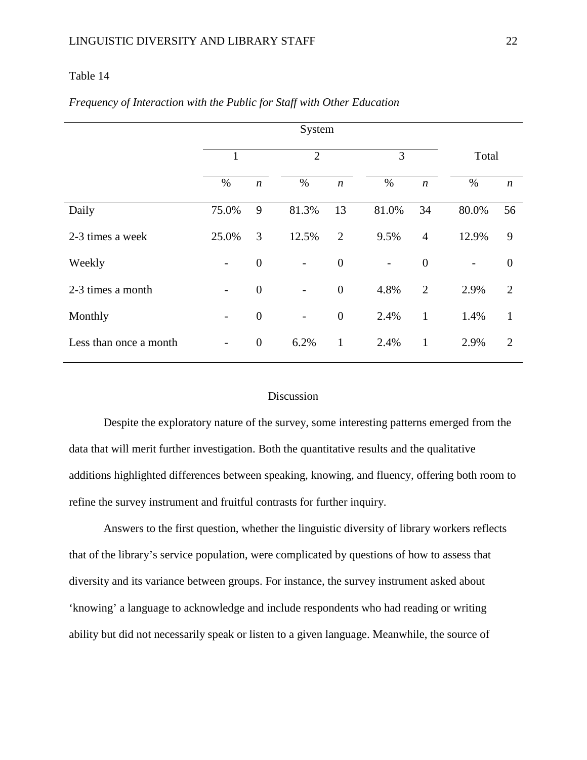Table 14

*Frequency of Interaction with the Public for Staff with Other Education*

| | System | | | | | | | |
|---|---|---|---|---|---|---|---|---|
| | 1 | | 2 | | 3 | | Total | |
| | % | *n* | % | *n* | % | *n* | % | *n* |
| Daily | 75.0% | 9 | 81.3% | 13 | 81.0% | 34 | 80.0% | 56 |
| 2-3 times a week | 25.0% | 3 | 12.5% | 2 | 9.5% | 4 | 12.9% | 9 |
| Weekly | - | 0 | - | 0 | - | 0 | - | 0 |
| 2-3 times a month | - | 0 | - | 0 | 4.8% | 2 | 2.9% | 2 |
| Monthly | - | 0 | - | 0 | 2.4% | 1 | 1.4% | 1 |
| Less than once a month | - | 0 | 6.2% | 1 | 2.4% | 1 | 2.9% | 2 |

## Discussion

Despite the exploratory nature of the survey, some interesting patterns emerged from the data that will merit further investigation. Both the quantitative results and the qualitative additions highlighted differences between speaking, knowing, and fluency, offering both room to refine the survey instrument and fruitful contrasts for further inquiry.

Answers to the first question, whether the linguistic diversity of library workers reflects that of the library's service population, were complicated by questions of how to assess that diversity and its variance between groups. For instance, the survey instrument asked about 'knowing' a language to acknowledge and include respondents who had reading or writing ability but did not necessarily speak or listen to a given language. Meanwhile, the source of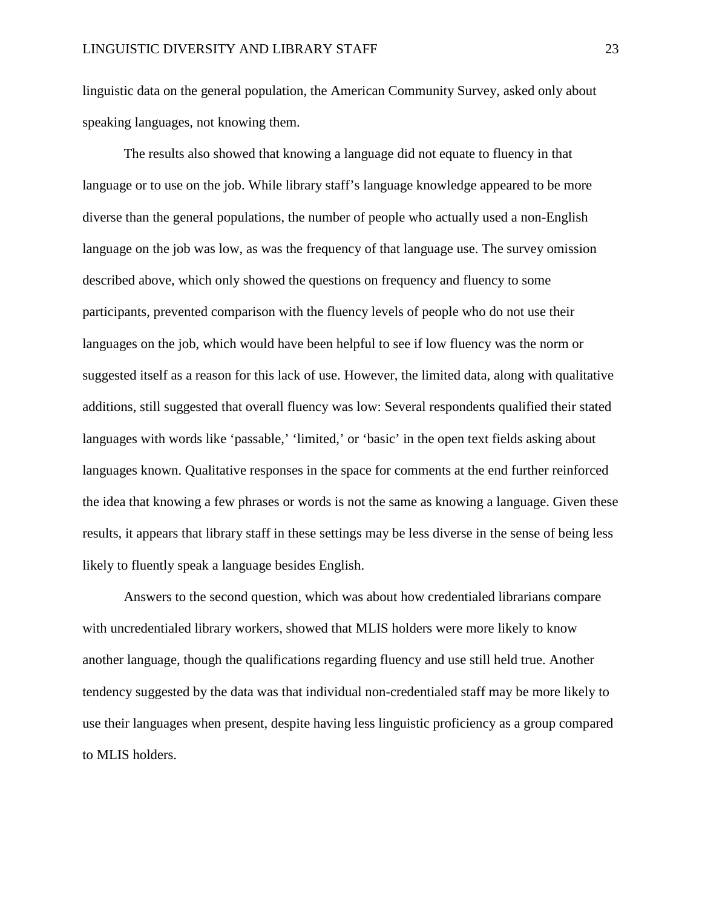linguistic data on the general population, the American Community Survey, asked only about speaking languages, not knowing them.

The results also showed that knowing a language did not equate to fluency in that language or to use on the job. While library staff's language knowledge appeared to be more diverse than the general populations, the number of people who actually used a non-English language on the job was low, as was the frequency of that language use. The survey omission described above, which only showed the questions on frequency and fluency to some participants, prevented comparison with the fluency levels of people who do not use their languages on the job, which would have been helpful to see if low fluency was the norm or suggested itself as a reason for this lack of use. However, the limited data, along with qualitative additions, still suggested that overall fluency was low: Several respondents qualified their stated languages with words like 'passable,' 'limited,' or 'basic' in the open text fields asking about languages known. Qualitative responses in the space for comments at the end further reinforced the idea that knowing a few phrases or words is not the same as knowing a language. Given these results, it appears that library staff in these settings may be less diverse in the sense of being less likely to fluently speak a language besides English.

Answers to the second question, which was about how credentialed librarians compare with uncredentialed library workers, showed that MLIS holders were more likely to know another language, though the qualifications regarding fluency and use still held true. Another tendency suggested by the data was that individual non-credentialed staff may be more likely to use their languages when present, despite having less linguistic proficiency as a group compared to MLIS holders.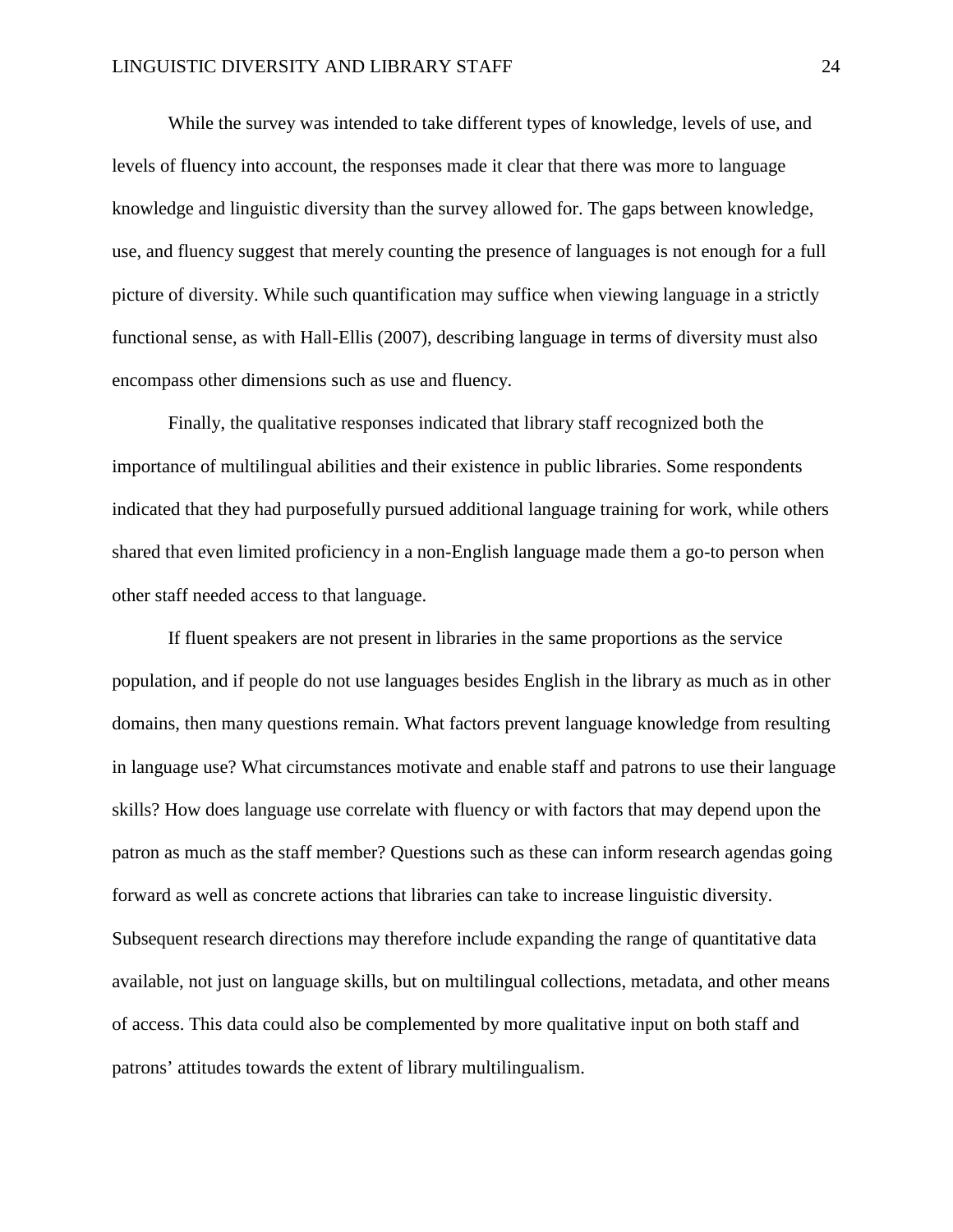While the survey was intended to take different types of knowledge, levels of use, and levels of fluency into account, the responses made it clear that there was more to language knowledge and linguistic diversity than the survey allowed for. The gaps between knowledge, use, and fluency suggest that merely counting the presence of languages is not enough for a full picture of diversity. While such quantification may suffice when viewing language in a strictly functional sense, as with Hall-Ellis (2007), describing language in terms of diversity must also encompass other dimensions such as use and fluency.

Finally, the qualitative responses indicated that library staff recognized both the importance of multilingual abilities and their existence in public libraries. Some respondents indicated that they had purposefully pursued additional language training for work, while others shared that even limited proficiency in a non-English language made them a go-to person when other staff needed access to that language.

If fluent speakers are not present in libraries in the same proportions as the service population, and if people do not use languages besides English in the library as much as in other domains, then many questions remain. What factors prevent language knowledge from resulting in language use? What circumstances motivate and enable staff and patrons to use their language skills? How does language use correlate with fluency or with factors that may depend upon the patron as much as the staff member? Questions such as these can inform research agendas going forward as well as concrete actions that libraries can take to increase linguistic diversity. Subsequent research directions may therefore include expanding the range of quantitative data available, not just on language skills, but on multilingual collections, metadata, and other means of access. This data could also be complemented by more qualitative input on both staff and patrons' attitudes towards the extent of library multilingualism.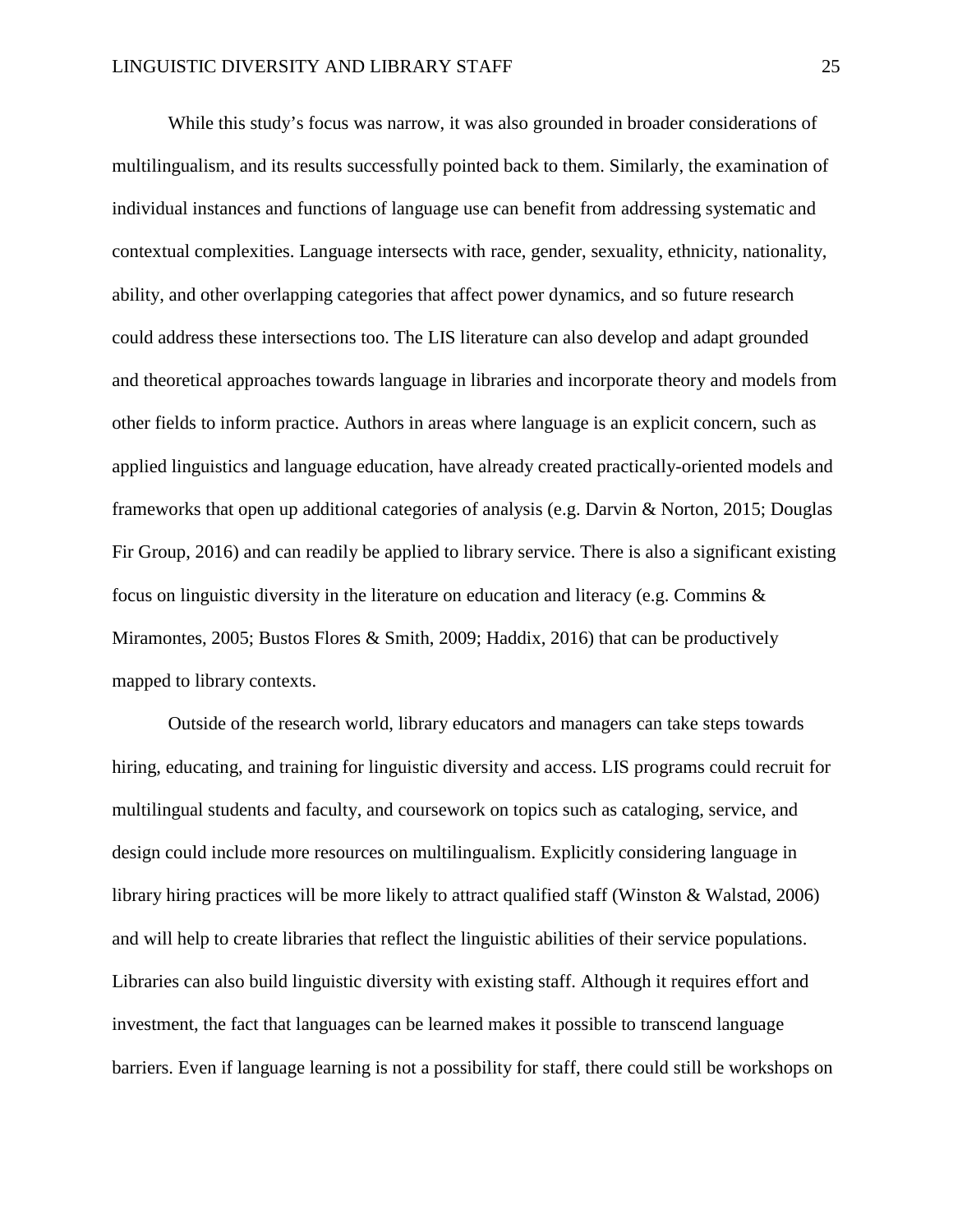While this study's focus was narrow, it was also grounded in broader considerations of multilingualism, and its results successfully pointed back to them. Similarly, the examination of individual instances and functions of language use can benefit from addressing systematic and contextual complexities. Language intersects with race, gender, sexuality, ethnicity, nationality, ability, and other overlapping categories that affect power dynamics, and so future research could address these intersections too. The LIS literature can also develop and adapt grounded and theoretical approaches towards language in libraries and incorporate theory and models from other fields to inform practice. Authors in areas where language is an explicit concern, such as applied linguistics and language education, have already created practically-oriented models and frameworks that open up additional categories of analysis (e.g. Darvin & Norton, 2015; Douglas Fir Group, 2016) and can readily be applied to library service. There is also a significant existing focus on linguistic diversity in the literature on education and literacy (e.g. Commins & Miramontes, 2005; Bustos Flores & Smith, 2009; Haddix, 2016) that can be productively mapped to library contexts.

Outside of the research world, library educators and managers can take steps towards hiring, educating, and training for linguistic diversity and access. LIS programs could recruit for multilingual students and faculty, and coursework on topics such as cataloging, service, and design could include more resources on multilingualism. Explicitly considering language in library hiring practices will be more likely to attract qualified staff (Winston & Walstad, 2006) and will help to create libraries that reflect the linguistic abilities of their service populations. Libraries can also build linguistic diversity with existing staff. Although it requires effort and investment, the fact that languages can be learned makes it possible to transcend language barriers. Even if language learning is not a possibility for staff, there could still be workshops on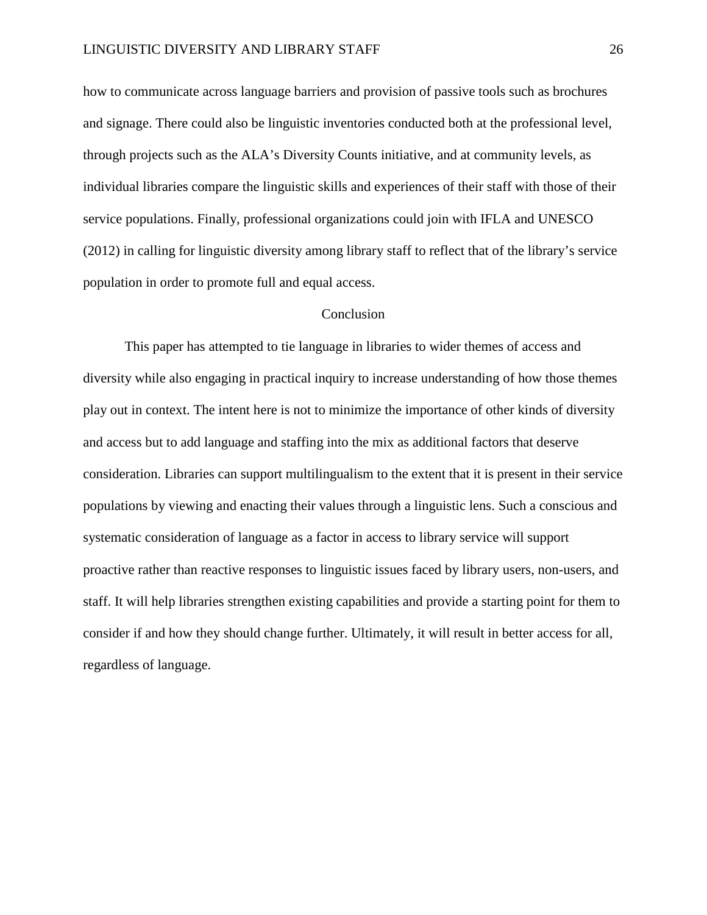how to communicate across language barriers and provision of passive tools such as brochures and signage. There could also be linguistic inventories conducted both at the professional level, through projects such as the ALA's Diversity Counts initiative, and at community levels, as individual libraries compare the linguistic skills and experiences of their staff with those of their service populations. Finally, professional organizations could join with IFLA and UNESCO (2012) in calling for linguistic diversity among library staff to reflect that of the library's service population in order to promote full and equal access.

## Conclusion

This paper has attempted to tie language in libraries to wider themes of access and diversity while also engaging in practical inquiry to increase understanding of how those themes play out in context. The intent here is not to minimize the importance of other kinds of diversity and access but to add language and staffing into the mix as additional factors that deserve consideration. Libraries can support multilingualism to the extent that it is present in their service populations by viewing and enacting their values through a linguistic lens. Such a conscious and systematic consideration of language as a factor in access to library service will support proactive rather than reactive responses to linguistic issues faced by library users, non-users, and staff. It will help libraries strengthen existing capabilities and provide a starting point for them to consider if and how they should change further. Ultimately, it will result in better access for all, regardless of language.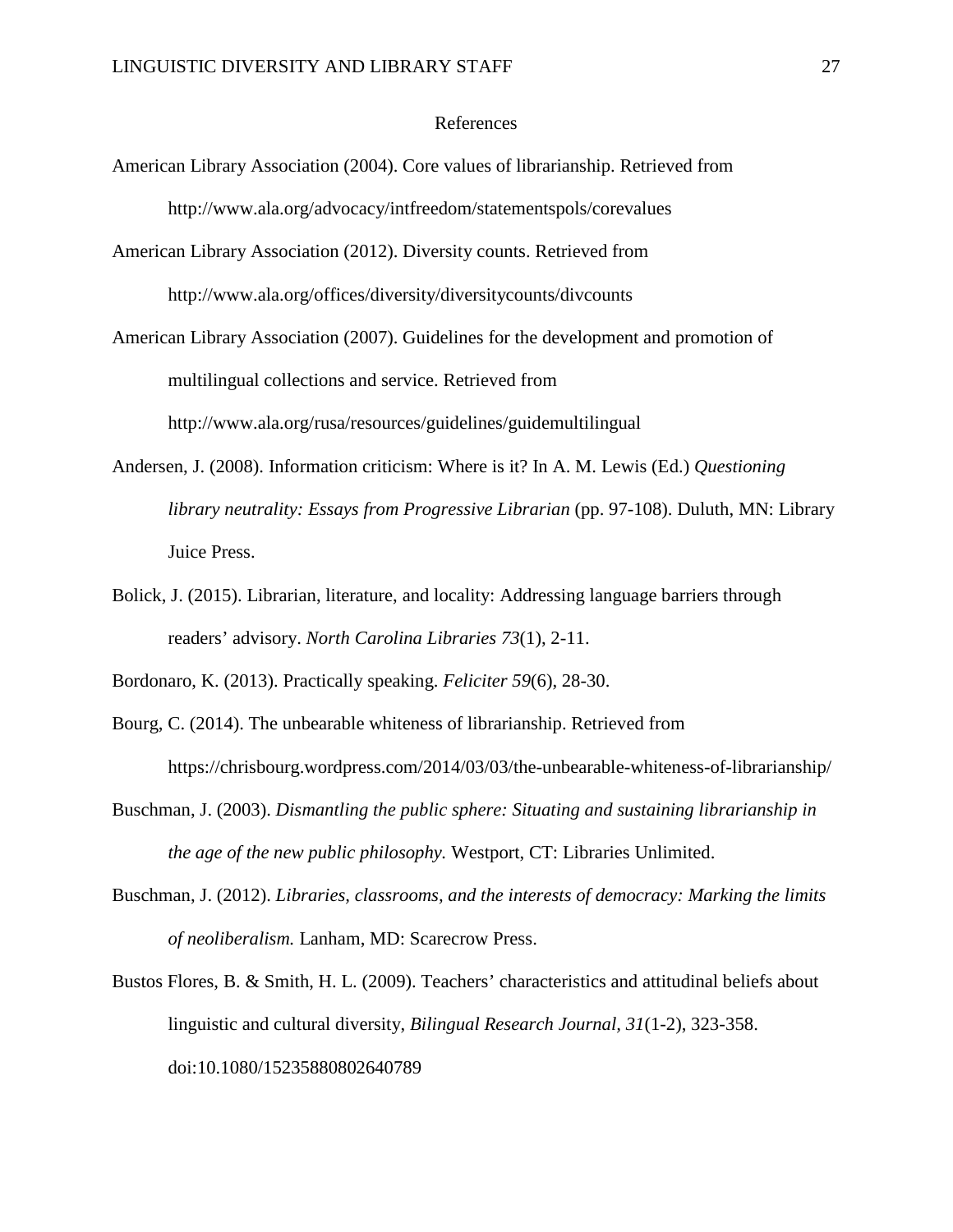# References

American Library Association (2004). Core values of librarianship. Retrieved from http://www.ala.org/advocacy/intfreedom/statementspols/corevalues

American Library Association (2012). Diversity counts. Retrieved from http://www.ala.org/offices/diversity/diversitycounts/divcounts

American Library Association (2007). Guidelines for the development and promotion of multilingual collections and service. Retrieved from http://www.ala.org/rusa/resources/guidelines/guidemultilingual

Andersen, J. (2008). Information criticism: Where is it? In A. M. Lewis (Ed.) *Questioning library neutrality: Essays from Progressive Librarian* (pp. 97-108). Duluth, MN: Library Juice Press.

Bolick, J. (2015). Librarian, literature, and locality: Addressing language barriers through readers' advisory. *North Carolina Libraries 73*(1), 2-11.

Bordonaro, K. (2013). Practically speaking. *Feliciter 59*(6), 28-30.

Bourg, C. (2014). The unbearable whiteness of librarianship. Retrieved from https://chrisbourg.wordpress.com/2014/03/03/the-unbearable-whiteness-of-librarianship/

Buschman, J. (2003). *Dismantling the public sphere: Situating and sustaining librarianship in the age of the new public philosophy.* Westport, CT: Libraries Unlimited.

Buschman, J. (2012). *Libraries, classrooms, and the interests of democracy: Marking the limits of neoliberalism.* Lanham, MD: Scarecrow Press.

Bustos Flores, B. & Smith, H. L. (2009). Teachers' characteristics and attitudinal beliefs about linguistic and cultural diversity, *Bilingual Research Journal, 31*(1-2), 323-358. doi:10.1080/15235880802640789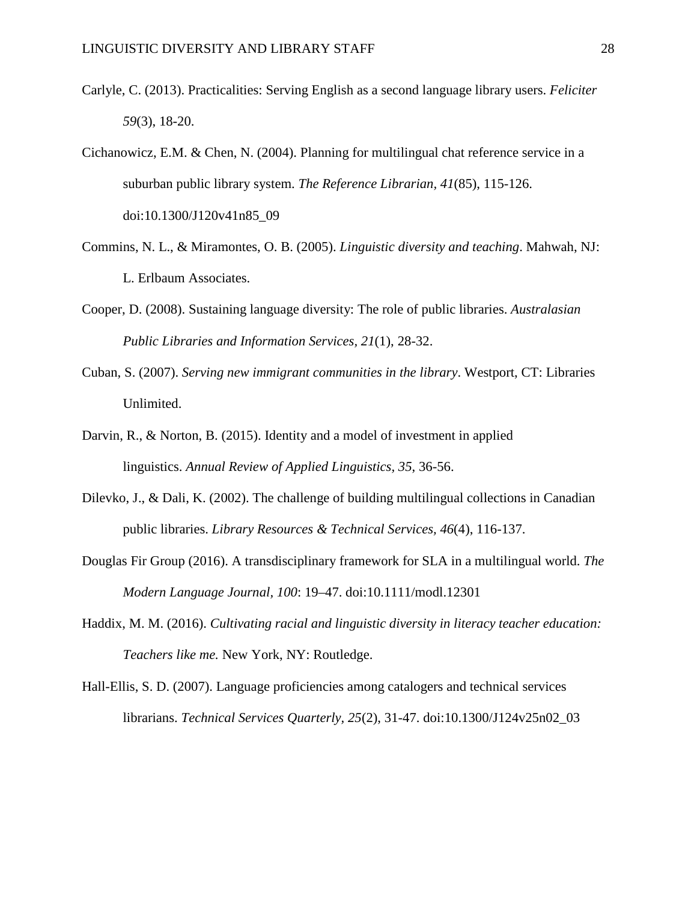Carlyle, C. (2013). Practicalities: Serving English as a second language library users. *Feliciter 59*(3), 18-20.

Cichanowicz, E.M. & Chen, N. (2004). Planning for multilingual chat reference service in a suburban public library system. *The Reference Librarian, 41*(85), 115-126. doi:10.1300/J120v41n85_09

Commins, N. L., & Miramontes, O. B. (2005). *Linguistic diversity and teaching*. Mahwah, NJ: L. Erlbaum Associates.

Cooper, D. (2008). Sustaining language diversity: The role of public libraries. *Australasian Public Libraries and Information Services, 21*(1), 28-32.

Cuban, S. (2007). *Serving new immigrant communities in the library*. Westport, CT: Libraries Unlimited.

Darvin, R., & Norton, B. (2015). Identity and a model of investment in applied linguistics. *Annual Review of Applied Linguistics, 35*, 36-56.

Dilevko, J., & Dali, K. (2002). The challenge of building multilingual collections in Canadian public libraries. *Library Resources & Technical Services, 46*(4), 116-137.

Douglas Fir Group (2016). A transdisciplinary framework for SLA in a multilingual world. *The Modern Language Journal, 100*: 19–47. doi:10.1111/modl.12301

Haddix, M. M. (2016). *Cultivating racial and linguistic diversity in literacy teacher education: Teachers like me.* New York, NY: Routledge.

Hall-Ellis, S. D. (2007). Language proficiencies among catalogers and technical services librarians. *Technical Services Quarterly, 25*(2), 31-47. doi:10.1300/J124v25n02_03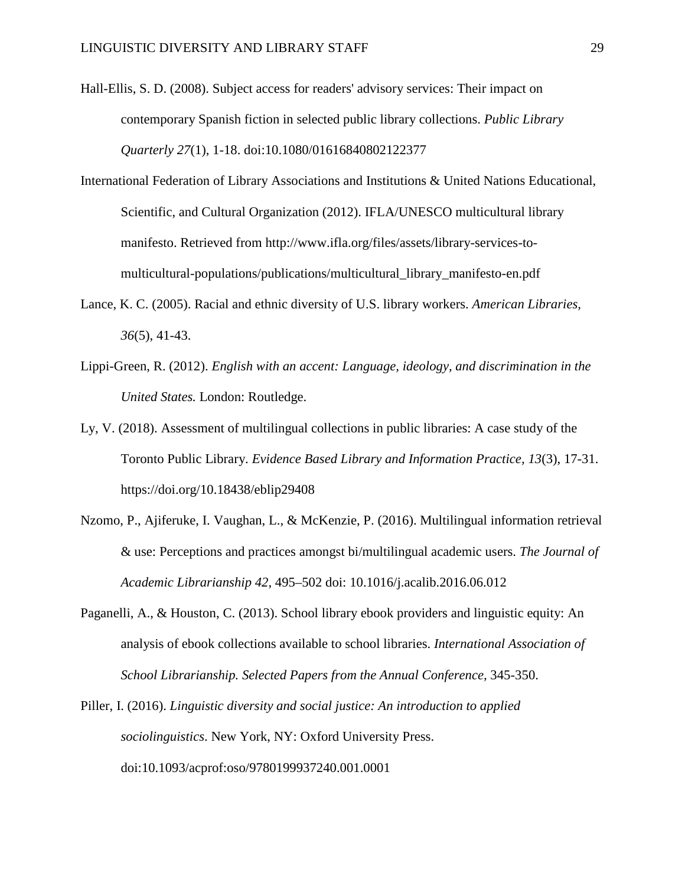Hall-Ellis, S. D. (2008). Subject access for readers' advisory services: Their impact on contemporary Spanish fiction in selected public library collections. *Public Library Quarterly 27*(1), 1-18. doi:10.1080/01616840802122377

International Federation of Library Associations and Institutions & United Nations Educational, Scientific, and Cultural Organization (2012). IFLA/UNESCO multicultural library manifesto. Retrieved from http://www.ifla.org/files/assets/library-services-to-multicultural-populations/publications/multicultural_library_manifesto-en.pdf

Lance, K. C. (2005). Racial and ethnic diversity of U.S. library workers. *American Libraries*, *36*(5), 41-43.

Lippi-Green, R. (2012). *English with an accent: Language, ideology, and discrimination in the United States.* London: Routledge.

Ly, V. (2018). Assessment of multilingual collections in public libraries: A case study of the Toronto Public Library. *Evidence Based Library and Information Practice, 13*(3), 17-31. https://doi.org/10.18438/eblip29408

Nzomo, P., Ajiferuke, I. Vaughan, L., & McKenzie, P. (2016). Multilingual information retrieval & use: Perceptions and practices amongst bi/multilingual academic users. *The Journal of Academic Librarianship 42*, 495–502 doi: 10.1016/j.acalib.2016.06.012

Paganelli, A., & Houston, C. (2013). School library ebook providers and linguistic equity: An analysis of ebook collections available to school libraries. *International Association of School Librarianship. Selected Papers from the Annual Conference,* 345-350.

Piller, I. (2016). *Linguistic diversity and social justice: An introduction to applied sociolinguistics*. New York, NY: Oxford University Press. doi:10.1093/acprof:oso/9780199937240.001.0001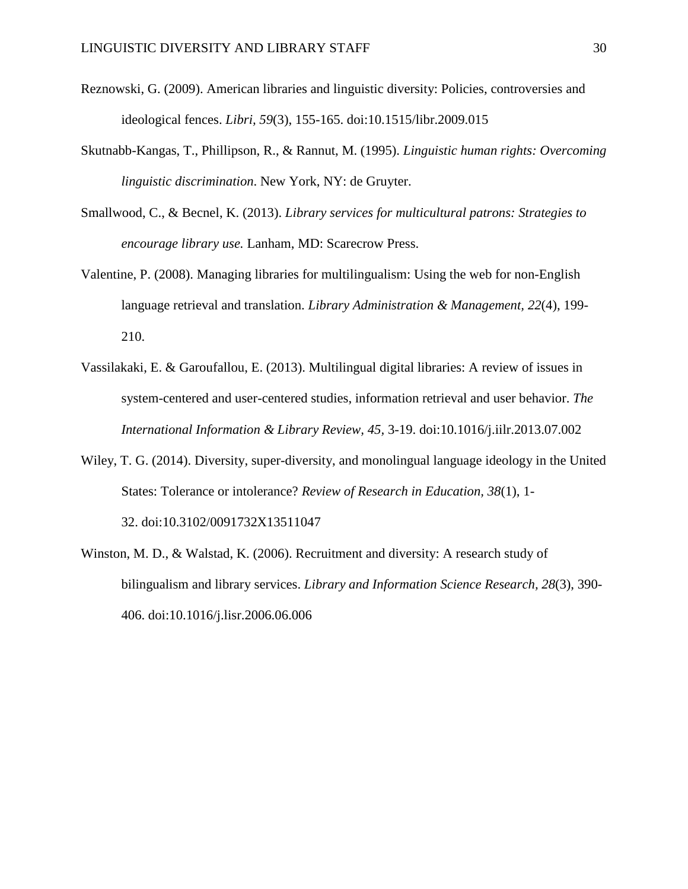Reznowski, G. (2009). American libraries and linguistic diversity: Policies, controversies and ideological fences. *Libri, 59*(3), 155-165. doi:10.1515/libr.2009.015

Skutnabb-Kangas, T., Phillipson, R., & Rannut, M. (1995). *Linguistic human rights: Overcoming linguistic discrimination*. New York, NY: de Gruyter.

Smallwood, C., & Becnel, K. (2013). *Library services for multicultural patrons: Strategies to encourage library use.* Lanham, MD: Scarecrow Press.

Valentine, P. (2008). Managing libraries for multilingualism: Using the web for non-English language retrieval and translation. *Library Administration & Management, 22*(4), 199-210.

Vassilakaki, E. & Garoufallou, E. (2013). Multilingual digital libraries: A review of issues in system-centered and user-centered studies, information retrieval and user behavior. *The International Information & Library Review, 45*, 3-19. doi:10.1016/j.iilr.2013.07.002

Wiley, T. G. (2014). Diversity, super-diversity, and monolingual language ideology in the United States: Tolerance or intolerance? *Review of Research in Education, 38*(1), 1-32. doi:10.3102/0091732X13511047

Winston, M. D., & Walstad, K. (2006). Recruitment and diversity: A research study of bilingualism and library services. *Library and Information Science Research, 28*(3), 390-406. doi:10.1016/j.lisr.2006.06.006